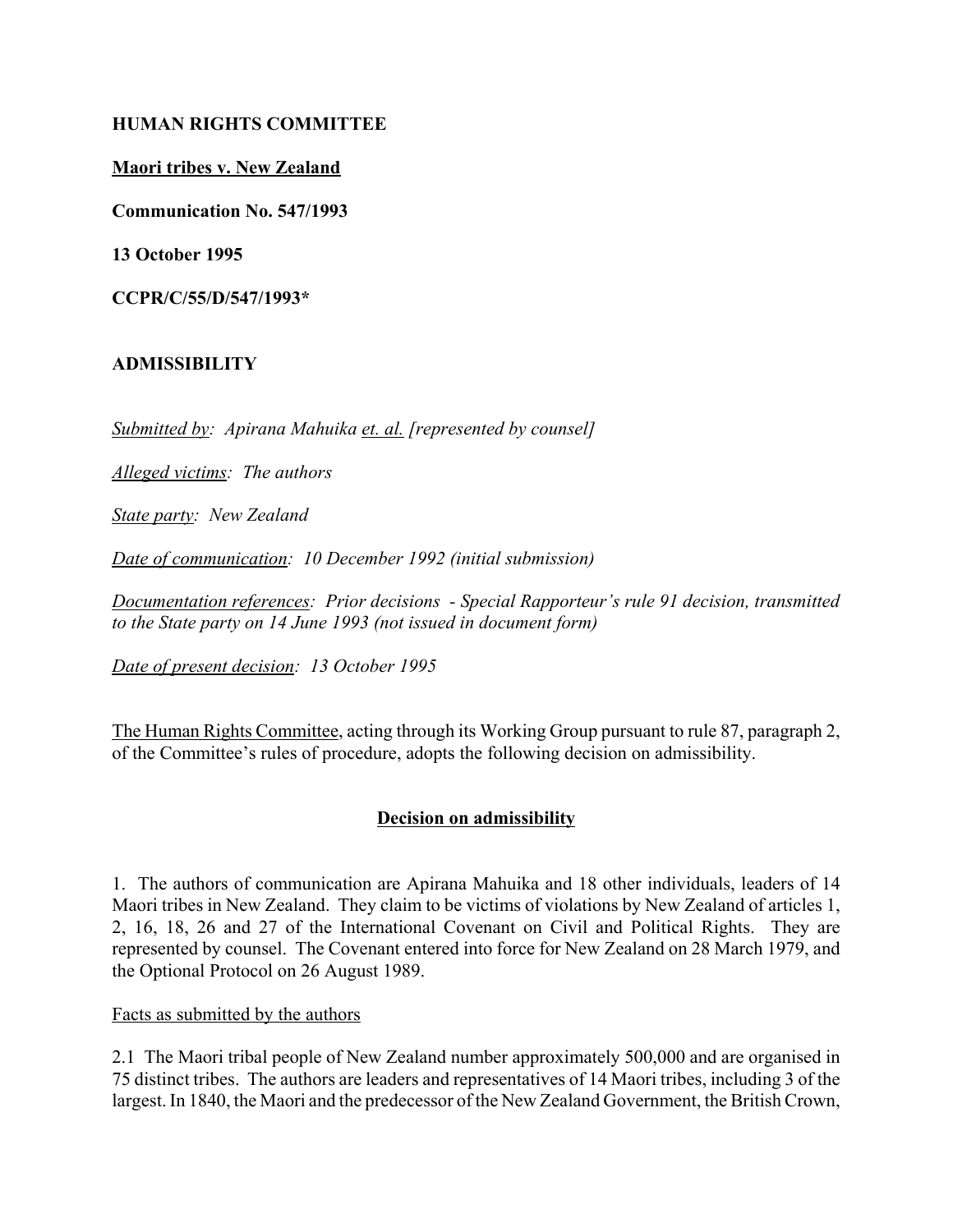**HUMAN RIGHTS COMMITTEE**

**Maori tribes v. New Zealand**

**Communication No. 547/1993**

**13 October 1995**

**CCPR/C/55/D/547/1993***

**ADMISSIBILITY**

*Submitted by: Apirana Mahuika et. al. [represented by counsel]*

*Alleged victims: The authors*

*State party: New Zealand*

*Date of communication: 10 December 1992 (initial submission)*

*Documentation references: Prior decisions - Special Rapporteur's rule 91 decision, transmitted to the State party on 14 June 1993 (not issued in document form)*

*Date of present decision: 13 October 1995*

The Human Rights Committee, acting through its Working Group pursuant to rule 87, paragraph 2, of the Committee's rules of procedure, adopts the following decision on admissibility.

**Decision on admissibility**

1. The authors of communication are Apirana Mahuika and 18 other individuals, leaders of 14 Maori tribes in New Zealand. They claim to be victims of violations by New Zealand of articles 1, 2, 16, 18, 26 and 27 of the International Covenant on Civil and Political Rights. They are represented by counsel. The Covenant entered into force for New Zealand on 28 March 1979, and the Optional Protocol on 26 August 1989.

Facts as submitted by the authors

2.1 The Maori tribal people of New Zealand number approximately 500,000 and are organised in 75 distinct tribes. The authors are leaders and representatives of 14 Maori tribes, including 3 of the largest. In 1840, the Maori and the predecessor of the New Zealand Government, the British Crown,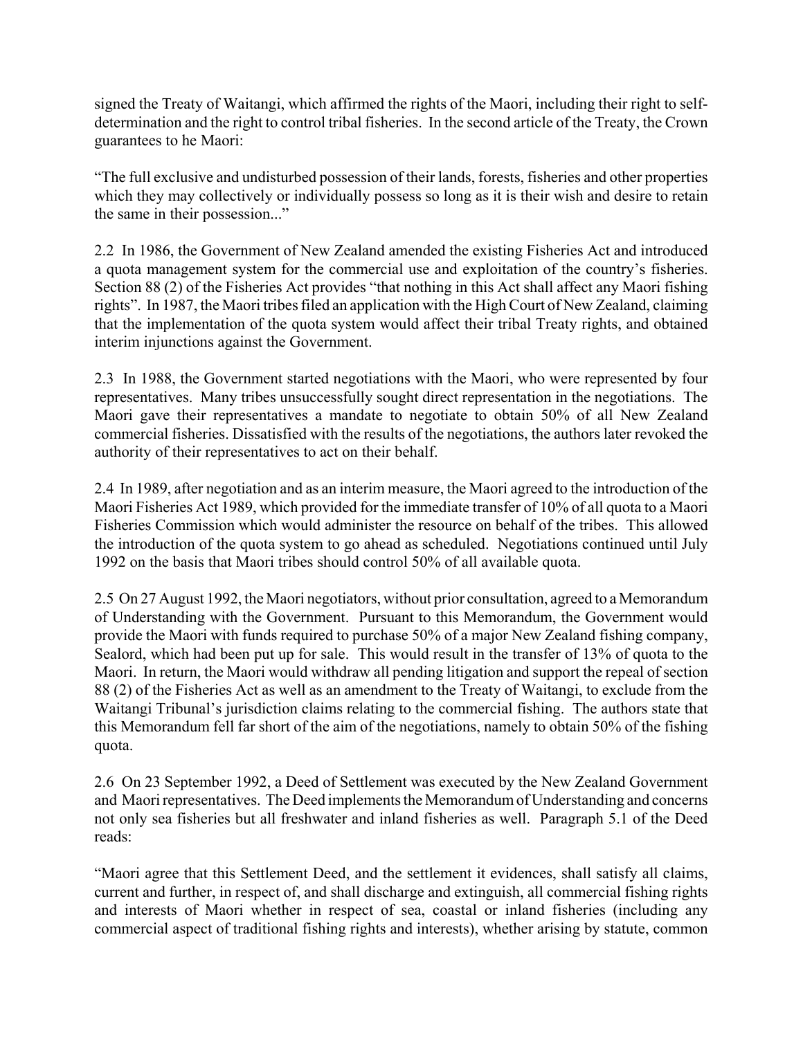signed the Treaty of Waitangi, which affirmed the rights of the Maori, including their right to self-determination and the right to control tribal fisheries. In the second article of the Treaty, the Crown guarantees to he Maori:

"The full exclusive and undisturbed possession of their lands, forests, fisheries and other properties which they may collectively or individually possess so long as it is their wish and desire to retain the same in their possession..."

2.2 In 1986, the Government of New Zealand amended the existing Fisheries Act and introduced a quota management system for the commercial use and exploitation of the country's fisheries. Section 88 (2) of the Fisheries Act provides "that nothing in this Act shall affect any Maori fishing rights". In 1987, the Maori tribes filed an application with the High Court of New Zealand, claiming that the implementation of the quota system would affect their tribal Treaty rights, and obtained interim injunctions against the Government.

2.3 In 1988, the Government started negotiations with the Maori, who were represented by four representatives. Many tribes unsuccessfully sought direct representation in the negotiations. The Maori gave their representatives a mandate to negotiate to obtain 50% of all New Zealand commercial fisheries. Dissatisfied with the results of the negotiations, the authors later revoked the authority of their representatives to act on their behalf.

2.4 In 1989, after negotiation and as an interim measure, the Maori agreed to the introduction of the Maori Fisheries Act 1989, which provided for the immediate transfer of 10% of all quota to a Maori Fisheries Commission which would administer the resource on behalf of the tribes. This allowed the introduction of the quota system to go ahead as scheduled. Negotiations continued until July 1992 on the basis that Maori tribes should control 50% of all available quota.

2.5 On 27 August 1992, the Maori negotiators, without prior consultation, agreed to a Memorandum of Understanding with the Government. Pursuant to this Memorandum, the Government would provide the Maori with funds required to purchase 50% of a major New Zealand fishing company, Sealord, which had been put up for sale. This would result in the transfer of 13% of quota to the Maori. In return, the Maori would withdraw all pending litigation and support the repeal of section 88 (2) of the Fisheries Act as well as an amendment to the Treaty of Waitangi, to exclude from the Waitangi Tribunal's jurisdiction claims relating to the commercial fishing. The authors state that this Memorandum fell far short of the aim of the negotiations, namely to obtain 50% of the fishing quota.

2.6 On 23 September 1992, a Deed of Settlement was executed by the New Zealand Government and Maori representatives. The Deed implements the Memorandum of Understanding and concerns not only sea fisheries but all freshwater and inland fisheries as well. Paragraph 5.1 of the Deed reads:

"Maori agree that this Settlement Deed, and the settlement it evidences, shall satisfy all claims, current and further, in respect of, and shall discharge and extinguish, all commercial fishing rights and interests of Maori whether in respect of sea, coastal or inland fisheries (including any commercial aspect of traditional fishing rights and interests), whether arising by statute, common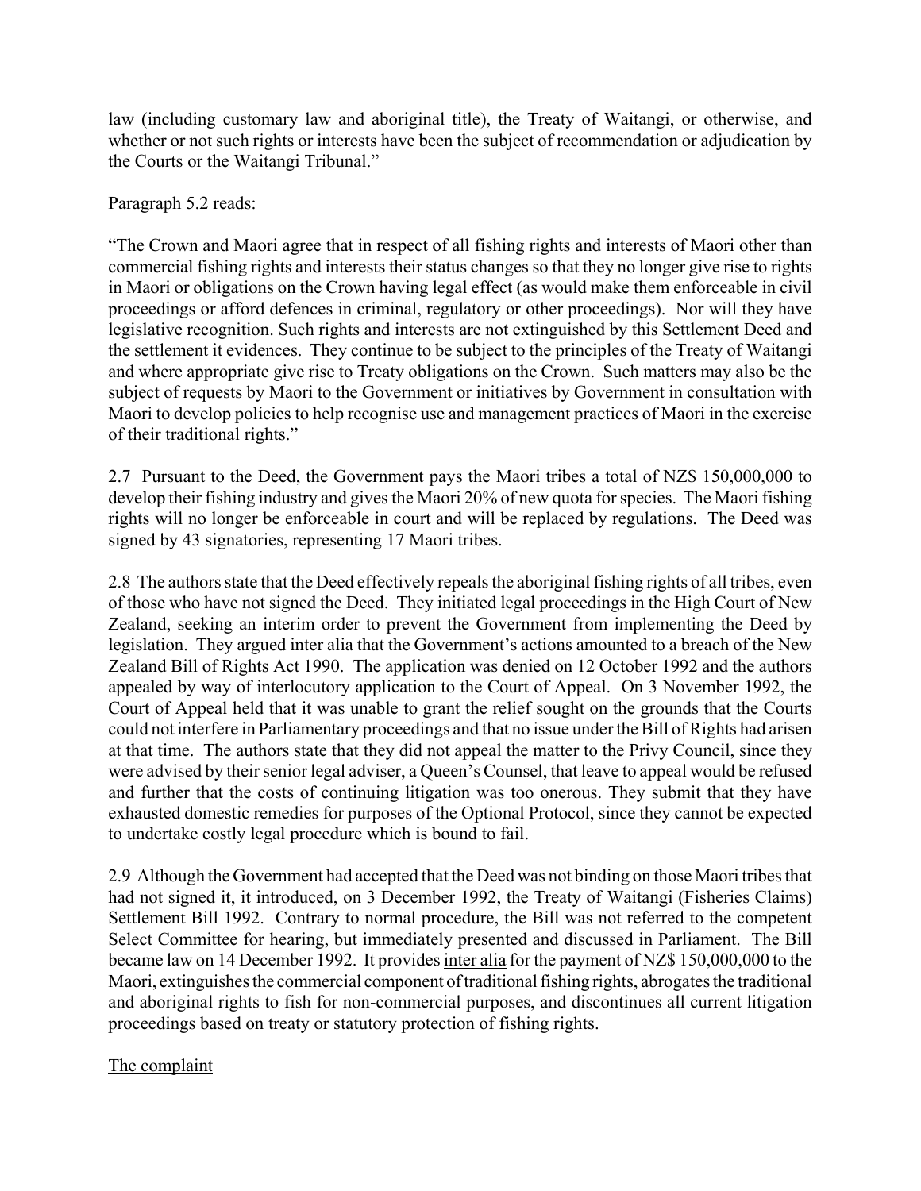law (including customary law and aboriginal title), the Treaty of Waitangi, or otherwise, and whether or not such rights or interests have been the subject of recommendation or adjudication by the Courts or the Waitangi Tribunal."

Paragraph 5.2 reads:

"The Crown and Maori agree that in respect of all fishing rights and interests of Maori other than commercial fishing rights and interests their status changes so that they no longer give rise to rights in Maori or obligations on the Crown having legal effect (as would make them enforceable in civil proceedings or afford defences in criminal, regulatory or other proceedings). Nor will they have legislative recognition. Such rights and interests are not extinguished by this Settlement Deed and the settlement it evidences. They continue to be subject to the principles of the Treaty of Waitangi and where appropriate give rise to Treaty obligations on the Crown. Such matters may also be the subject of requests by Maori to the Government or initiatives by Government in consultation with Maori to develop policies to help recognise use and management practices of Maori in the exercise of their traditional rights."

2.7 Pursuant to the Deed, the Government pays the Maori tribes a total of NZ$ 150,000,000 to develop their fishing industry and gives the Maori 20% of new quota for species. The Maori fishing rights will no longer be enforceable in court and will be replaced by regulations. The Deed was signed by 43 signatories, representing 17 Maori tribes.

2.8 The authors state that the Deed effectively repeals the aboriginal fishing rights of all tribes, even of those who have not signed the Deed. They initiated legal proceedings in the High Court of New Zealand, seeking an interim order to prevent the Government from implementing the Deed by legislation. They argued inter alia that the Government's actions amounted to a breach of the New Zealand Bill of Rights Act 1990. The application was denied on 12 October 1992 and the authors appealed by way of interlocutory application to the Court of Appeal. On 3 November 1992, the Court of Appeal held that it was unable to grant the relief sought on the grounds that the Courts could not interfere in Parliamentary proceedings and that no issue under the Bill of Rights had arisen at that time. The authors state that they did not appeal the matter to the Privy Council, since they were advised by their senior legal adviser, a Queen's Counsel, that leave to appeal would be refused and further that the costs of continuing litigation was too onerous. They submit that they have exhausted domestic remedies for purposes of the Optional Protocol, since they cannot be expected to undertake costly legal procedure which is bound to fail.

2.9 Although the Government had accepted that the Deed was not binding on those Maori tribes that had not signed it, it introduced, on 3 December 1992, the Treaty of Waitangi (Fisheries Claims) Settlement Bill 1992. Contrary to normal procedure, the Bill was not referred to the competent Select Committee for hearing, but immediately presented and discussed in Parliament. The Bill became law on 14 December 1992. It provides inter alia for the payment of NZ$ 150,000,000 to the Maori, extinguishes the commercial component of traditional fishing rights, abrogates the traditional and aboriginal rights to fish for non-commercial purposes, and discontinues all current litigation proceedings based on treaty or statutory protection of fishing rights.

The complaint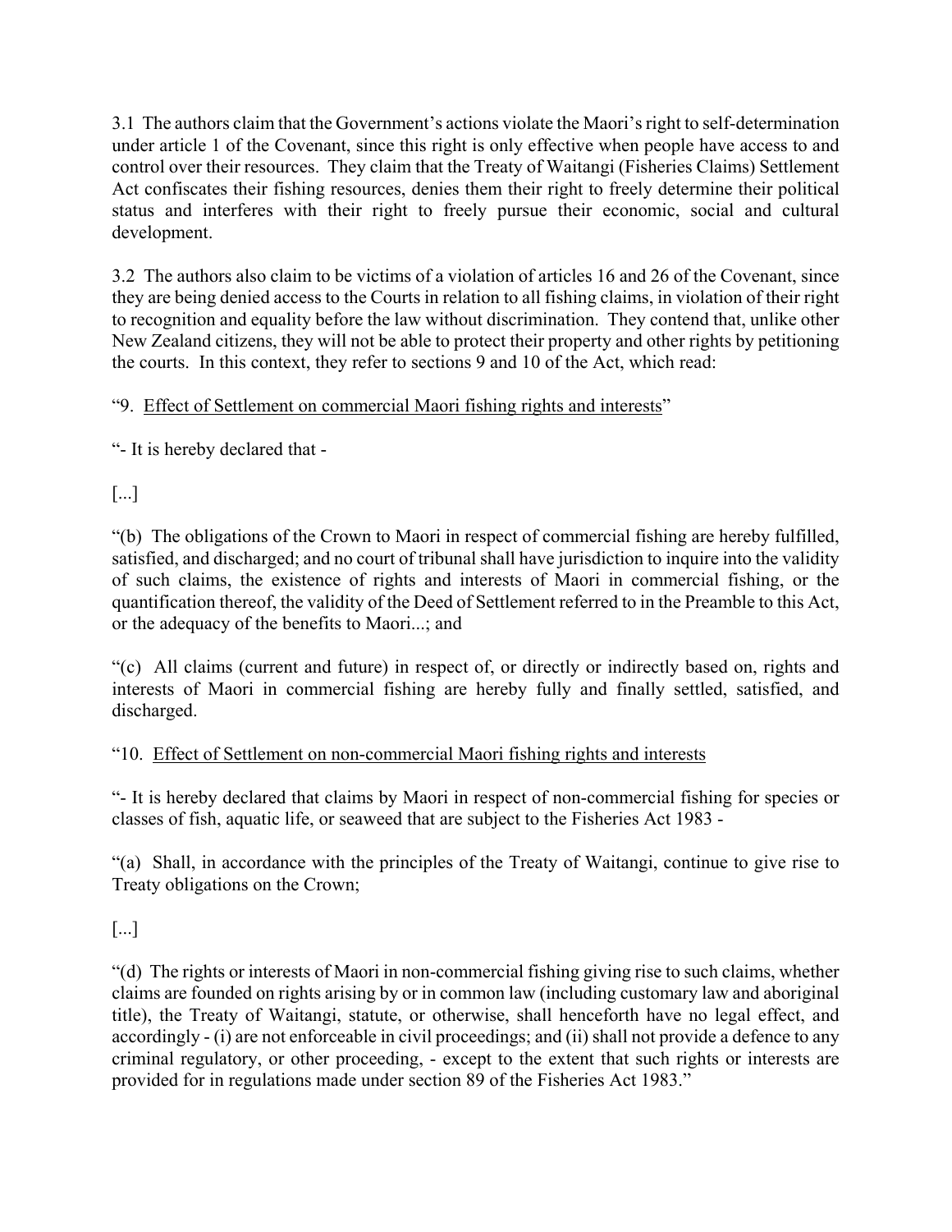3.1 The authors claim that the Government's actions violate the Maori's right to self-determination under article 1 of the Covenant, since this right is only effective when people have access to and control over their resources. They claim that the Treaty of Waitangi (Fisheries Claims) Settlement Act confiscates their fishing resources, denies them their right to freely determine their political status and interferes with their right to freely pursue their economic, social and cultural development.

3.2 The authors also claim to be victims of a violation of articles 16 and 26 of the Covenant, since they are being denied access to the Courts in relation to all fishing claims, in violation of their right to recognition and equality before the law without discrimination. They contend that, unlike other New Zealand citizens, they will not be able to protect their property and other rights by petitioning the courts. In this context, they refer to sections 9 and 10 of the Act, which read:

"9. <u>Effect of Settlement on commercial Maori fishing rights and interests</u>"

"- It is hereby declared that -

[...]

"(b) The obligations of the Crown to Maori in respect of commercial fishing are hereby fulfilled, satisfied, and discharged; and no court of tribunal shall have jurisdiction to inquire into the validity of such claims, the existence of rights and interests of Maori in commercial fishing, or the quantification thereof, the validity of the Deed of Settlement referred to in the Preamble to this Act, or the adequacy of the benefits to Maori...; and

"(c) All claims (current and future) in respect of, or directly or indirectly based on, rights and interests of Maori in commercial fishing are hereby fully and finally settled, satisfied, and discharged.

"10. <u>Effect of Settlement on non-commercial Maori fishing rights and interests</u>

"- It is hereby declared that claims by Maori in respect of non-commercial fishing for species or classes of fish, aquatic life, or seaweed that are subject to the Fisheries Act 1983 -

"(a) Shall, in accordance with the principles of the Treaty of Waitangi, continue to give rise to Treaty obligations on the Crown;

[...]

"(d) The rights or interests of Maori in non-commercial fishing giving rise to such claims, whether claims are founded on rights arising by or in common law (including customary law and aboriginal title), the Treaty of Waitangi, statute, or otherwise, shall henceforth have no legal effect, and accordingly - (i) are not enforceable in civil proceedings; and (ii) shall not provide a defence to any criminal regulatory, or other proceeding, - except to the extent that such rights or interests are provided for in regulations made under section 89 of the Fisheries Act 1983."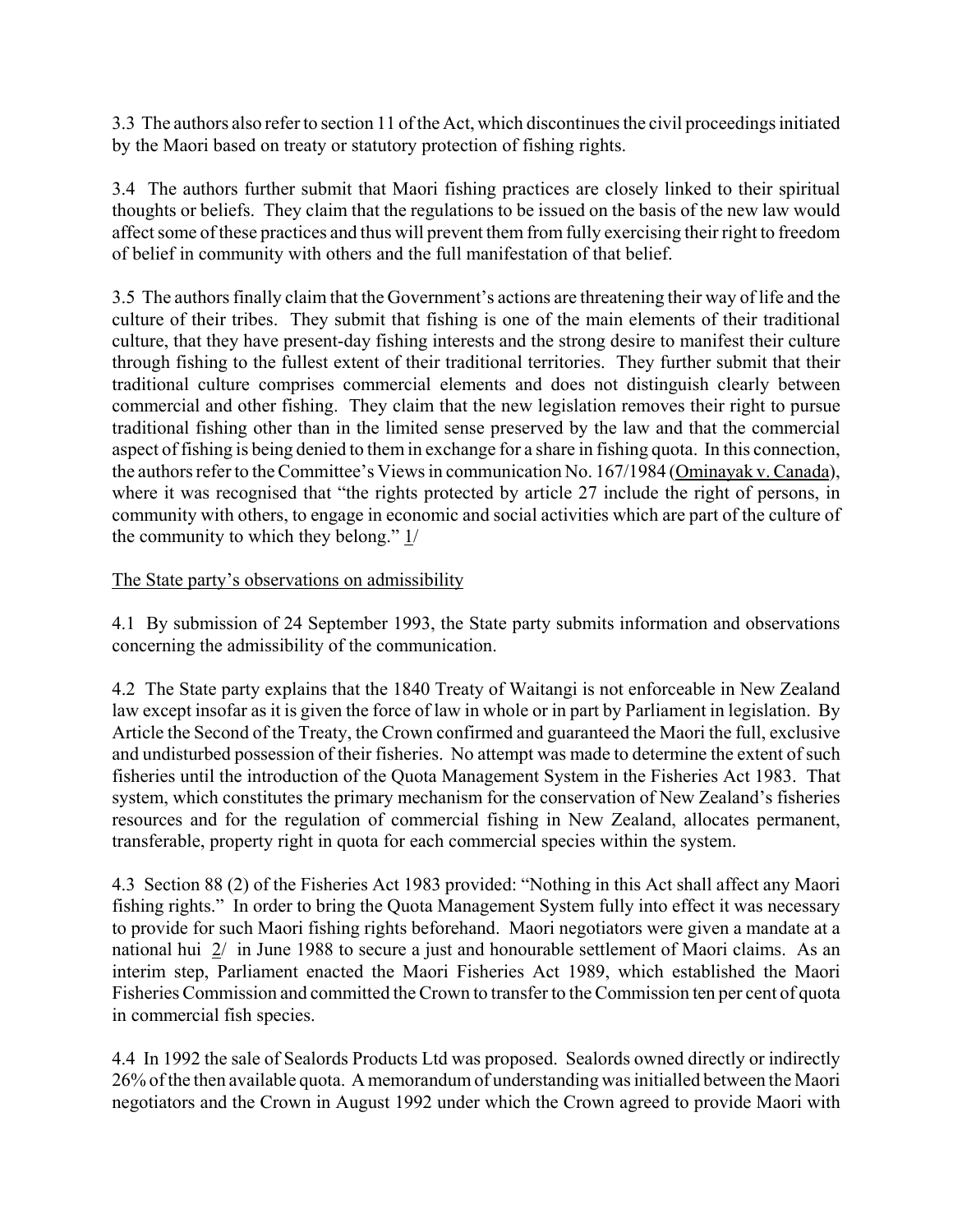3.3 The authors also refer to section 11 of the Act, which discontinues the civil proceedings initiated by the Maori based on treaty or statutory protection of fishing rights.

3.4 The authors further submit that Maori fishing practices are closely linked to their spiritual thoughts or beliefs. They claim that the regulations to be issued on the basis of the new law would affect some of these practices and thus will prevent them from fully exercising their right to freedom of belief in community with others and the full manifestation of that belief.

3.5 The authors finally claim that the Government's actions are threatening their way of life and the culture of their tribes. They submit that fishing is one of the main elements of their traditional culture, that they have present-day fishing interests and the strong desire to manifest their culture through fishing to the fullest extent of their traditional territories. They further submit that their traditional culture comprises commercial elements and does not distinguish clearly between commercial and other fishing. They claim that the new legislation removes their right to pursue traditional fishing other than in the limited sense preserved by the law and that the commercial aspect of fishing is being denied to them in exchange for a share in fishing quota. In this connection, the authors refer to the Committee's Views in communication No. 167/1984 (Ominayak v. Canada), where it was recognised that "the rights protected by article 27 include the right of persons, in community with others, to engage in economic and social activities which are part of the culture of the community to which they belong." 1/

The State party's observations on admissibility

4.1 By submission of 24 September 1993, the State party submits information and observations concerning the admissibility of the communication.

4.2 The State party explains that the 1840 Treaty of Waitangi is not enforceable in New Zealand law except insofar as it is given the force of law in whole or in part by Parliament in legislation. By Article the Second of the Treaty, the Crown confirmed and guaranteed the Maori the full, exclusive and undisturbed possession of their fisheries. No attempt was made to determine the extent of such fisheries until the introduction of the Quota Management System in the Fisheries Act 1983. That system, which constitutes the primary mechanism for the conservation of New Zealand's fisheries resources and for the regulation of commercial fishing in New Zealand, allocates permanent, transferable, property right in quota for each commercial species within the system.

4.3 Section 88 (2) of the Fisheries Act 1983 provided: "Nothing in this Act shall affect any Maori fishing rights." In order to bring the Quota Management System fully into effect it was necessary to provide for such Maori fishing rights beforehand. Maori negotiators were given a mandate at a national hui 2/ in June 1988 to secure a just and honourable settlement of Maori claims. As an interim step, Parliament enacted the Maori Fisheries Act 1989, which established the Maori Fisheries Commission and committed the Crown to transfer to the Commission ten per cent of quota in commercial fish species.

4.4 In 1992 the sale of Sealords Products Ltd was proposed. Sealords owned directly or indirectly 26% of the then available quota. A memorandum of understanding was initialled between the Maori negotiators and the Crown in August 1992 under which the Crown agreed to provide Maori with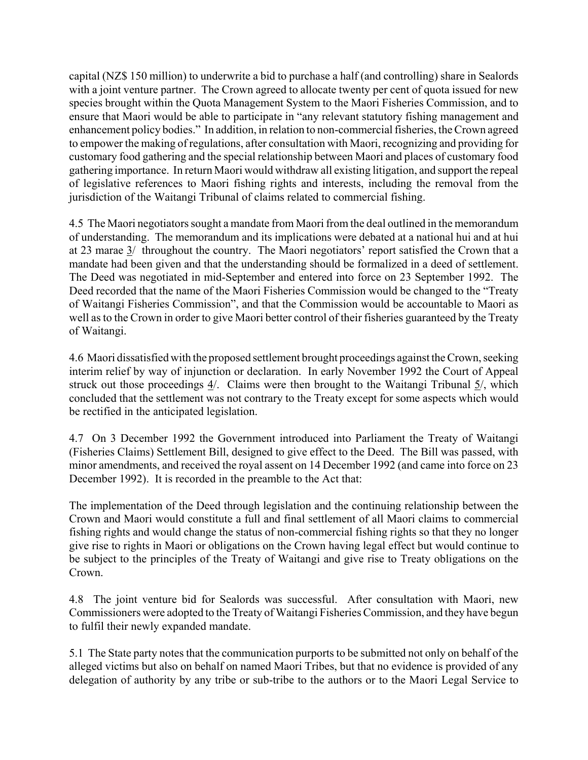capital (NZ$ 150 million) to underwrite a bid to purchase a half (and controlling) share in Sealords with a joint venture partner. The Crown agreed to allocate twenty per cent of quota issued for new species brought within the Quota Management System to the Maori Fisheries Commission, and to ensure that Maori would be able to participate in "any relevant statutory fishing management and enhancement policy bodies." In addition, in relation to non-commercial fisheries, the Crown agreed to empower the making of regulations, after consultation with Maori, recognizing and providing for customary food gathering and the special relationship between Maori and places of customary food gathering importance. In return Maori would withdraw all existing litigation, and support the repeal of legislative references to Maori fishing rights and interests, including the removal from the jurisdiction of the Waitangi Tribunal of claims related to commercial fishing.

4.5 The Maori negotiators sought a mandate from Maori from the deal outlined in the memorandum of understanding. The memorandum and its implications were debated at a national hui and at hui at 23 marae 3/ throughout the country. The Maori negotiators' report satisfied the Crown that a mandate had been given and that the understanding should be formalized in a deed of settlement. The Deed was negotiated in mid-September and entered into force on 23 September 1992. The Deed recorded that the name of the Maori Fisheries Commission would be changed to the "Treaty of Waitangi Fisheries Commission", and that the Commission would be accountable to Maori as well as to the Crown in order to give Maori better control of their fisheries guaranteed by the Treaty of Waitangi.

4.6 Maori dissatisfied with the proposed settlement brought proceedings against the Crown, seeking interim relief by way of injunction or declaration. In early November 1992 the Court of Appeal struck out those proceedings 4/. Claims were then brought to the Waitangi Tribunal 5/, which concluded that the settlement was not contrary to the Treaty except for some aspects which would be rectified in the anticipated legislation.

4.7 On 3 December 1992 the Government introduced into Parliament the Treaty of Waitangi (Fisheries Claims) Settlement Bill, designed to give effect to the Deed. The Bill was passed, with minor amendments, and received the royal assent on 14 December 1992 (and came into force on 23 December 1992). It is recorded in the preamble to the Act that:

The implementation of the Deed through legislation and the continuing relationship between the Crown and Maori would constitute a full and final settlement of all Maori claims to commercial fishing rights and would change the status of non-commercial fishing rights so that they no longer give rise to rights in Maori or obligations on the Crown having legal effect but would continue to be subject to the principles of the Treaty of Waitangi and give rise to Treaty obligations on the Crown.

4.8 The joint venture bid for Sealords was successful. After consultation with Maori, new Commissioners were adopted to the Treaty of Waitangi Fisheries Commission, and they have begun to fulfil their newly expanded mandate.

5.1 The State party notes that the communication purports to be submitted not only on behalf of the alleged victims but also on behalf on named Maori Tribes, but that no evidence is provided of any delegation of authority by any tribe or sub-tribe to the authors or to the Maori Legal Service to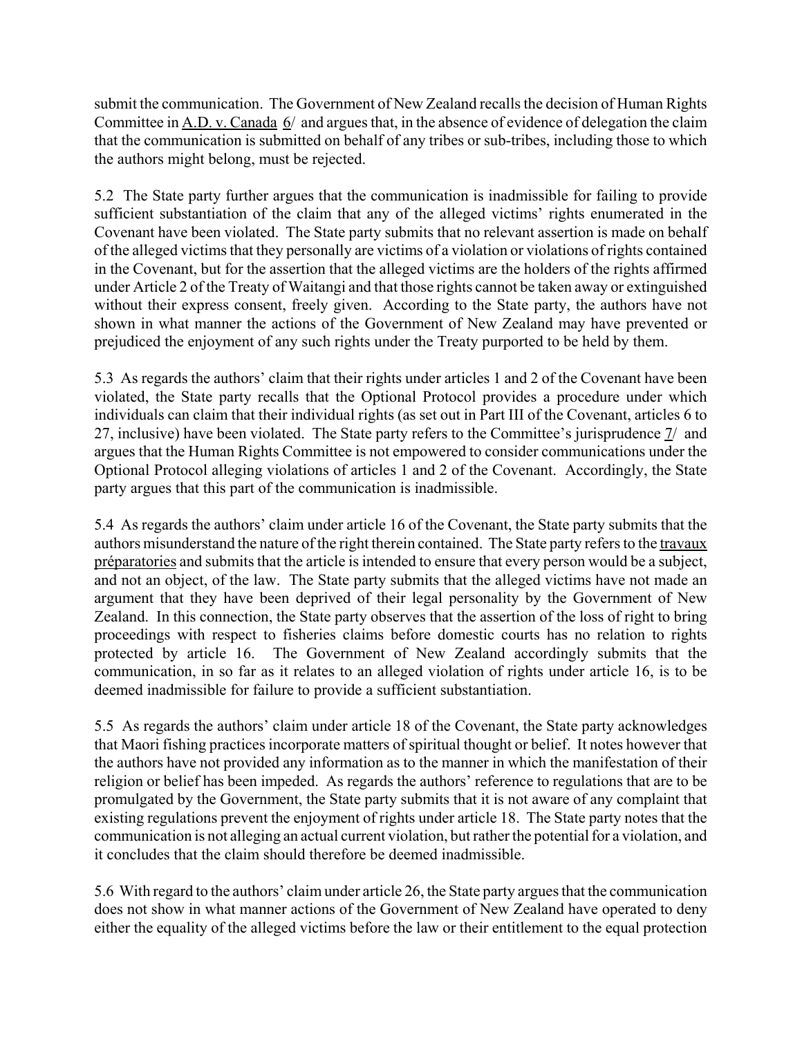submit the communication. The Government of New Zealand recalls the decision of Human Rights Committee in A.D. v. Canada 6/ and argues that, in the absence of evidence of delegation the claim that the communication is submitted on behalf of any tribes or sub-tribes, including those to which the authors might belong, must be rejected.

5.2 The State party further argues that the communication is inadmissible for failing to provide sufficient substantiation of the claim that any of the alleged victims' rights enumerated in the Covenant have been violated. The State party submits that no relevant assertion is made on behalf of the alleged victims that they personally are victims of a violation or violations of rights contained in the Covenant, but for the assertion that the alleged victims are the holders of the rights affirmed under Article 2 of the Treaty of Waitangi and that those rights cannot be taken away or extinguished without their express consent, freely given. According to the State party, the authors have not shown in what manner the actions of the Government of New Zealand may have prevented or prejudiced the enjoyment of any such rights under the Treaty purported to be held by them.

5.3 As regards the authors' claim that their rights under articles 1 and 2 of the Covenant have been violated, the State party recalls that the Optional Protocol provides a procedure under which individuals can claim that their individual rights (as set out in Part III of the Covenant, articles 6 to 27, inclusive) have been violated. The State party refers to the Committee's jurisprudence 7/ and argues that the Human Rights Committee is not empowered to consider communications under the Optional Protocol alleging violations of articles 1 and 2 of the Covenant. Accordingly, the State party argues that this part of the communication is inadmissible.

5.4 As regards the authors' claim under article 16 of the Covenant, the State party submits that the authors misunderstand the nature of the right therein contained. The State party refers to the travaux préparatories and submits that the article is intended to ensure that every person would be a subject, and not an object, of the law. The State party submits that the alleged victims have not made an argument that they have been deprived of their legal personality by the Government of New Zealand. In this connection, the State party observes that the assertion of the loss of right to bring proceedings with respect to fisheries claims before domestic courts has no relation to rights protected by article 16. The Government of New Zealand accordingly submits that the communication, in so far as it relates to an alleged violation of rights under article 16, is to be deemed inadmissible for failure to provide a sufficient substantiation.

5.5 As regards the authors' claim under article 18 of the Covenant, the State party acknowledges that Maori fishing practices incorporate matters of spiritual thought or belief. It notes however that the authors have not provided any information as to the manner in which the manifestation of their religion or belief has been impeded. As regards the authors' reference to regulations that are to be promulgated by the Government, the State party submits that it is not aware of any complaint that existing regulations prevent the enjoyment of rights under article 18. The State party notes that the communication is not alleging an actual current violation, but rather the potential for a violation, and it concludes that the claim should therefore be deemed inadmissible.

5.6 With regard to the authors' claim under article 26, the State party argues that the communication does not show in what manner actions of the Government of New Zealand have operated to deny either the equality of the alleged victims before the law or their entitlement to the equal protection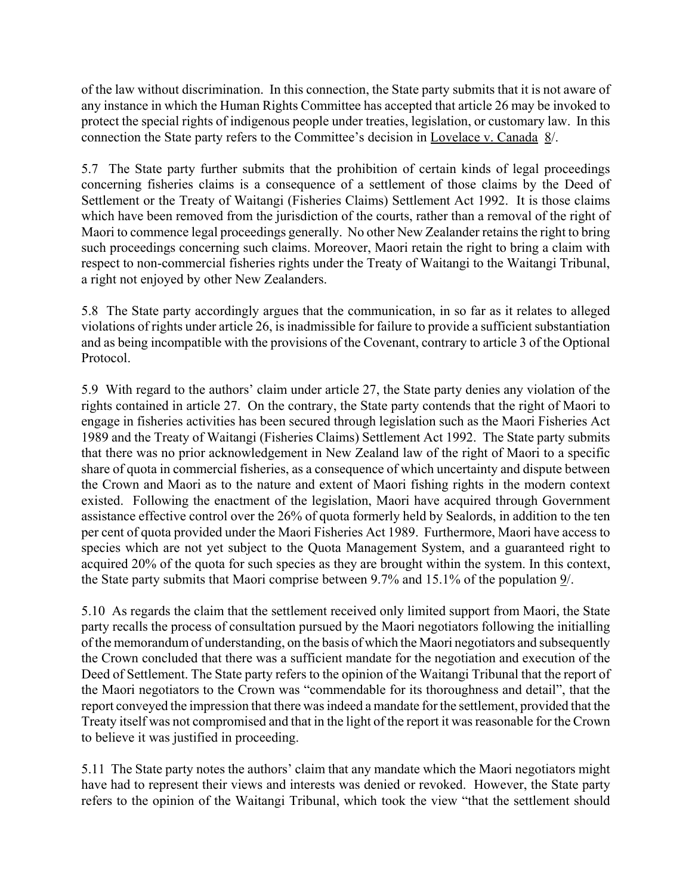of the law without discrimination. In this connection, the State party submits that it is not aware of any instance in which the Human Rights Committee has accepted that article 26 may be invoked to protect the special rights of indigenous people under treaties, legislation, or customary law. In this connection the State party refers to the Committee's decision in Lovelace v. Canada 8/.

5.7 The State party further submits that the prohibition of certain kinds of legal proceedings concerning fisheries claims is a consequence of a settlement of those claims by the Deed of Settlement or the Treaty of Waitangi (Fisheries Claims) Settlement Act 1992. It is those claims which have been removed from the jurisdiction of the courts, rather than a removal of the right of Maori to commence legal proceedings generally. No other New Zealander retains the right to bring such proceedings concerning such claims. Moreover, Maori retain the right to bring a claim with respect to non-commercial fisheries rights under the Treaty of Waitangi to the Waitangi Tribunal, a right not enjoyed by other New Zealanders.

5.8 The State party accordingly argues that the communication, in so far as it relates to alleged violations of rights under article 26, is inadmissible for failure to provide a sufficient substantiation and as being incompatible with the provisions of the Covenant, contrary to article 3 of the Optional Protocol.

5.9 With regard to the authors' claim under article 27, the State party denies any violation of the rights contained in article 27. On the contrary, the State party contends that the right of Maori to engage in fisheries activities has been secured through legislation such as the Maori Fisheries Act 1989 and the Treaty of Waitangi (Fisheries Claims) Settlement Act 1992. The State party submits that there was no prior acknowledgement in New Zealand law of the right of Maori to a specific share of quota in commercial fisheries, as a consequence of which uncertainty and dispute between the Crown and Maori as to the nature and extent of Maori fishing rights in the modern context existed. Following the enactment of the legislation, Maori have acquired through Government assistance effective control over the 26% of quota formerly held by Sealords, in addition to the ten per cent of quota provided under the Maori Fisheries Act 1989. Furthermore, Maori have access to species which are not yet subject to the Quota Management System, and a guaranteed right to acquired 20% of the quota for such species as they are brought within the system. In this context, the State party submits that Maori comprise between 9.7% and 15.1% of the population 9/.

5.10 As regards the claim that the settlement received only limited support from Maori, the State party recalls the process of consultation pursued by the Maori negotiators following the initialling of the memorandum of understanding, on the basis of which the Maori negotiators and subsequently the Crown concluded that there was a sufficient mandate for the negotiation and execution of the Deed of Settlement. The State party refers to the opinion of the Waitangi Tribunal that the report of the Maori negotiators to the Crown was "commendable for its thoroughness and detail", that the report conveyed the impression that there was indeed a mandate for the settlement, provided that the Treaty itself was not compromised and that in the light of the report it was reasonable for the Crown to believe it was justified in proceeding.

5.11 The State party notes the authors' claim that any mandate which the Maori negotiators might have had to represent their views and interests was denied or revoked. However, the State party refers to the opinion of the Waitangi Tribunal, which took the view "that the settlement should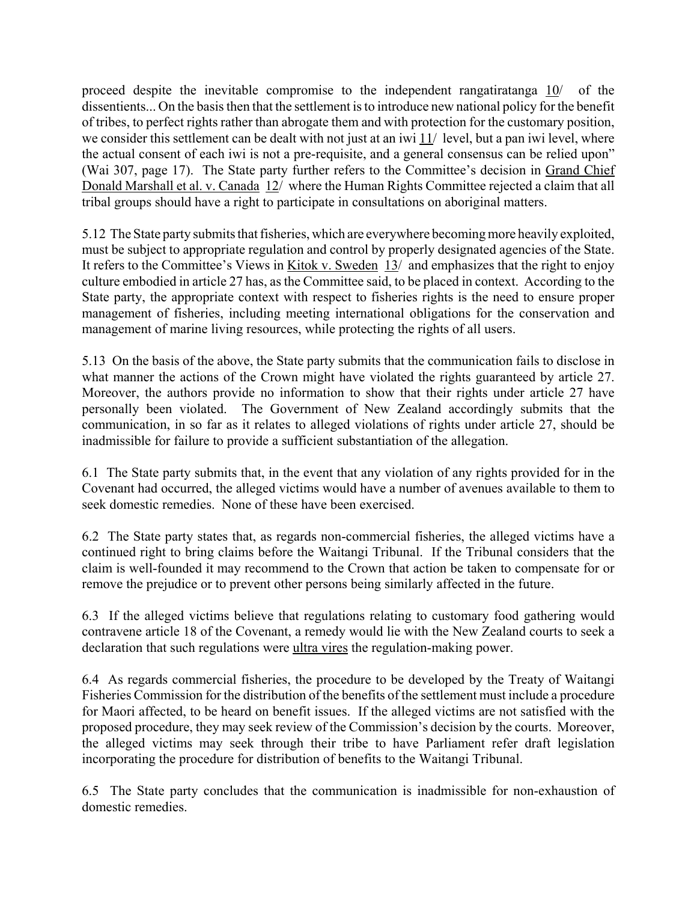proceed despite the inevitable compromise to the independent rangatiratanga 10/ of the dissentients... On the basis then that the settlement is to introduce new national policy for the benefit of tribes, to perfect rights rather than abrogate them and with protection for the customary position, we consider this settlement can be dealt with not just at an iwi 11/ level, but a pan iwi level, where the actual consent of each iwi is not a pre-requisite, and a general consensus can be relied upon" (Wai 307, page 17). The State party further refers to the Committee's decision in Grand Chief Donald Marshall et al. v. Canada 12/ where the Human Rights Committee rejected a claim that all tribal groups should have a right to participate in consultations on aboriginal matters.

5.12 The State party submits that fisheries, which are everywhere becoming more heavily exploited, must be subject to appropriate regulation and control by properly designated agencies of the State. It refers to the Committee's Views in Kitok v. Sweden 13/ and emphasizes that the right to enjoy culture embodied in article 27 has, as the Committee said, to be placed in context. According to the State party, the appropriate context with respect to fisheries rights is the need to ensure proper management of fisheries, including meeting international obligations for the conservation and management of marine living resources, while protecting the rights of all users.

5.13 On the basis of the above, the State party submits that the communication fails to disclose in what manner the actions of the Crown might have violated the rights guaranteed by article 27. Moreover, the authors provide no information to show that their rights under article 27 have personally been violated. The Government of New Zealand accordingly submits that the communication, in so far as it relates to alleged violations of rights under article 27, should be inadmissible for failure to provide a sufficient substantiation of the allegation.

6.1 The State party submits that, in the event that any violation of any rights provided for in the Covenant had occurred, the alleged victims would have a number of avenues available to them to seek domestic remedies. None of these have been exercised.

6.2 The State party states that, as regards non-commercial fisheries, the alleged victims have a continued right to bring claims before the Waitangi Tribunal. If the Tribunal considers that the claim is well-founded it may recommend to the Crown that action be taken to compensate for or remove the prejudice or to prevent other persons being similarly affected in the future.

6.3 If the alleged victims believe that regulations relating to customary food gathering would contravene article 18 of the Covenant, a remedy would lie with the New Zealand courts to seek a declaration that such regulations were ultra vires the regulation-making power.

6.4 As regards commercial fisheries, the procedure to be developed by the Treaty of Waitangi Fisheries Commission for the distribution of the benefits of the settlement must include a procedure for Maori affected, to be heard on benefit issues. If the alleged victims are not satisfied with the proposed procedure, they may seek review of the Commission's decision by the courts. Moreover, the alleged victims may seek through their tribe to have Parliament refer draft legislation incorporating the procedure for distribution of benefits to the Waitangi Tribunal.

6.5 The State party concludes that the communication is inadmissible for non-exhaustion of domestic remedies.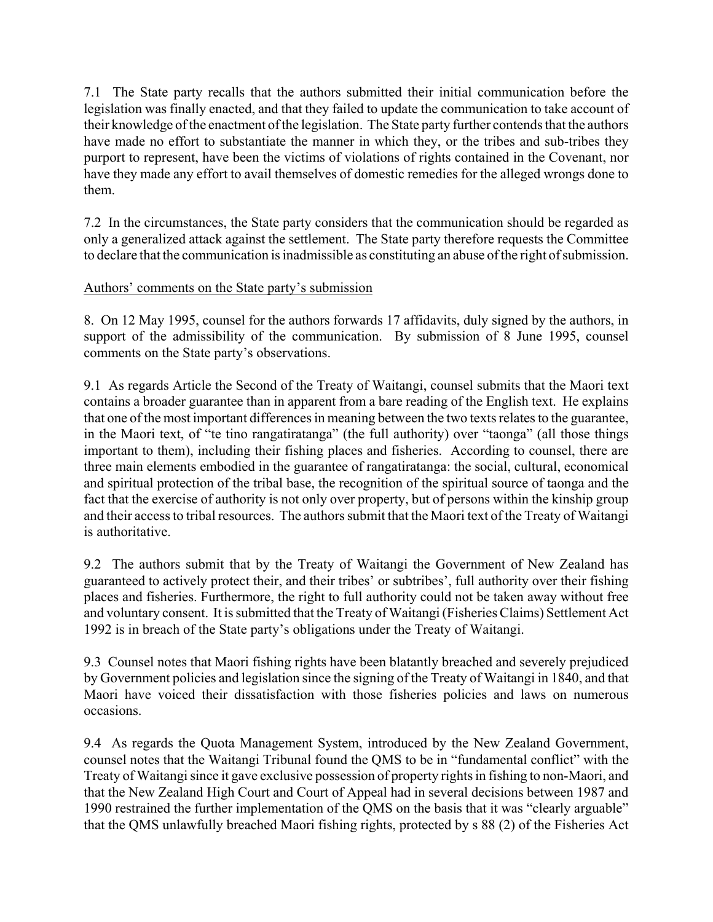7.1 The State party recalls that the authors submitted their initial communication before the legislation was finally enacted, and that they failed to update the communication to take account of their knowledge of the enactment of the legislation. The State party further contends that the authors have made no effort to substantiate the manner in which they, or the tribes and sub-tribes they purport to represent, have been the victims of violations of rights contained in the Covenant, nor have they made any effort to avail themselves of domestic remedies for the alleged wrongs done to them.

7.2 In the circumstances, the State party considers that the communication should be regarded as only a generalized attack against the settlement. The State party therefore requests the Committee to declare that the communication is inadmissible as constituting an abuse of the right of submission.

Authors' comments on the State party's submission

8. On 12 May 1995, counsel for the authors forwards 17 affidavits, duly signed by the authors, in support of the admissibility of the communication. By submission of 8 June 1995, counsel comments on the State party's observations.

9.1 As regards Article the Second of the Treaty of Waitangi, counsel submits that the Maori text contains a broader guarantee than in apparent from a bare reading of the English text. He explains that one of the most important differences in meaning between the two texts relates to the guarantee, in the Maori text, of "te tino rangatiratanga" (the full authority) over "taonga" (all those things important to them), including their fishing places and fisheries. According to counsel, there are three main elements embodied in the guarantee of rangatiratanga: the social, cultural, economical and spiritual protection of the tribal base, the recognition of the spiritual source of taonga and the fact that the exercise of authority is not only over property, but of persons within the kinship group and their access to tribal resources. The authors submit that the Maori text of the Treaty of Waitangi is authoritative.

9.2 The authors submit that by the Treaty of Waitangi the Government of New Zealand has guaranteed to actively protect their, and their tribes' or subtribes', full authority over their fishing places and fisheries. Furthermore, the right to full authority could not be taken away without free and voluntary consent. It is submitted that the Treaty of Waitangi (Fisheries Claims) Settlement Act 1992 is in breach of the State party's obligations under the Treaty of Waitangi.

9.3 Counsel notes that Maori fishing rights have been blatantly breached and severely prejudiced by Government policies and legislation since the signing of the Treaty of Waitangi in 1840, and that Maori have voiced their dissatisfaction with those fisheries policies and laws on numerous occasions.

9.4 As regards the Quota Management System, introduced by the New Zealand Government, counsel notes that the Waitangi Tribunal found the QMS to be in "fundamental conflict" with the Treaty of Waitangi since it gave exclusive possession of property rights in fishing to non-Maori, and that the New Zealand High Court and Court of Appeal had in several decisions between 1987 and 1990 restrained the further implementation of the QMS on the basis that it was "clearly arguable" that the QMS unlawfully breached Maori fishing rights, protected by s 88 (2) of the Fisheries Act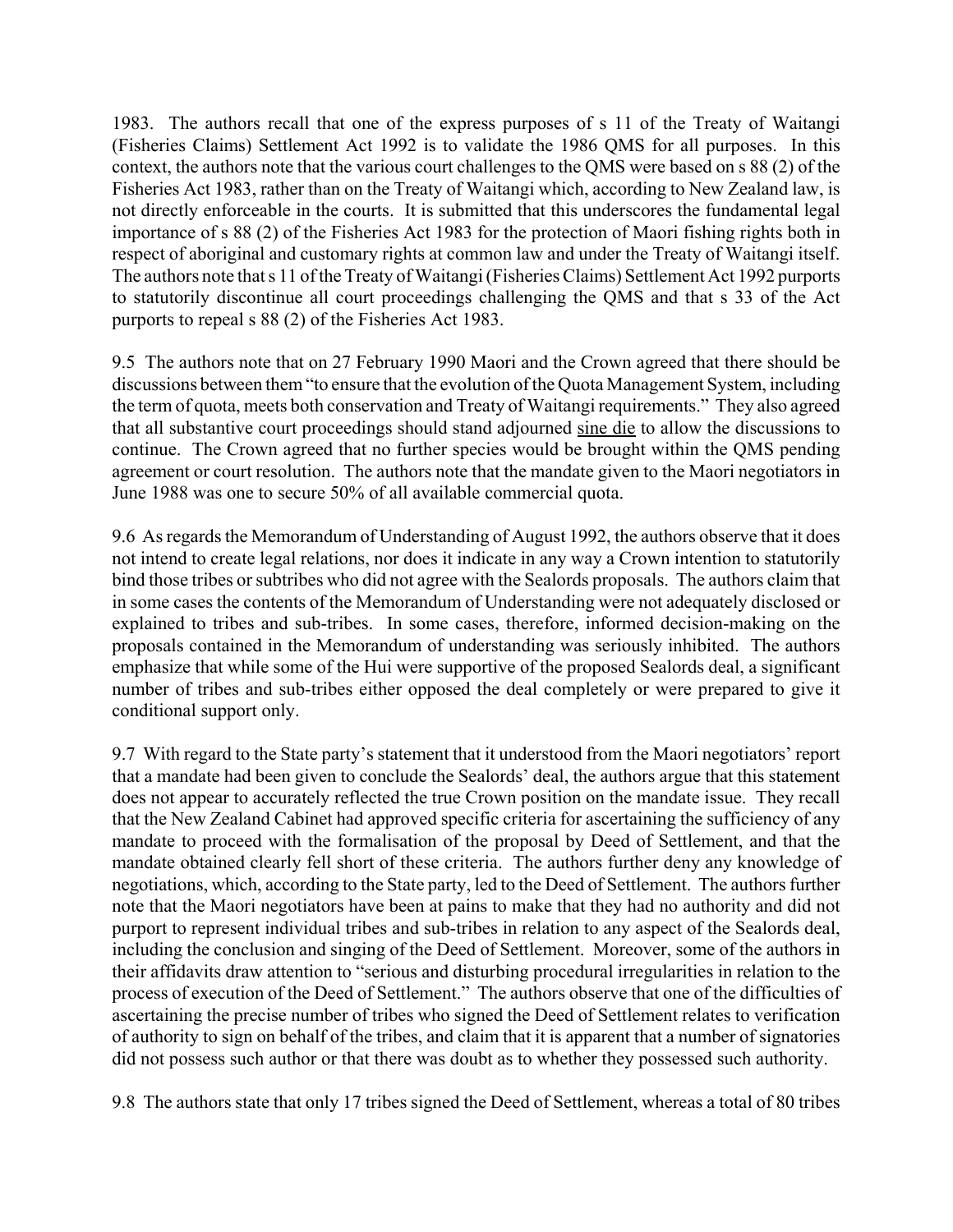1983. The authors recall that one of the express purposes of s 11 of the Treaty of Waitangi (Fisheries Claims) Settlement Act 1992 is to validate the 1986 QMS for all purposes. In this context, the authors note that the various court challenges to the QMS were based on s 88 (2) of the Fisheries Act 1983, rather than on the Treaty of Waitangi which, according to New Zealand law, is not directly enforceable in the courts. It is submitted that this underscores the fundamental legal importance of s 88 (2) of the Fisheries Act 1983 for the protection of Maori fishing rights both in respect of aboriginal and customary rights at common law and under the Treaty of Waitangi itself. The authors note that s 11 of the Treaty of Waitangi (Fisheries Claims) Settlement Act 1992 purports to statutorily discontinue all court proceedings challenging the QMS and that s 33 of the Act purports to repeal s 88 (2) of the Fisheries Act 1983.

9.5 The authors note that on 27 February 1990 Maori and the Crown agreed that there should be discussions between them "to ensure that the evolution of the Quota Management System, including the term of quota, meets both conservation and Treaty of Waitangi requirements." They also agreed that all substantive court proceedings should stand adjourned sine die to allow the discussions to continue. The Crown agreed that no further species would be brought within the QMS pending agreement or court resolution. The authors note that the mandate given to the Maori negotiators in June 1988 was one to secure 50% of all available commercial quota.

9.6 As regards the Memorandum of Understanding of August 1992, the authors observe that it does not intend to create legal relations, nor does it indicate in any way a Crown intention to statutorily bind those tribes or subtribes who did not agree with the Sealords proposals. The authors claim that in some cases the contents of the Memorandum of Understanding were not adequately disclosed or explained to tribes and sub-tribes. In some cases, therefore, informed decision-making on the proposals contained in the Memorandum of understanding was seriously inhibited. The authors emphasize that while some of the Hui were supportive of the proposed Sealords deal, a significant number of tribes and sub-tribes either opposed the deal completely or were prepared to give it conditional support only.

9.7 With regard to the State party's statement that it understood from the Maori negotiators' report that a mandate had been given to conclude the Sealords' deal, the authors argue that this statement does not appear to accurately reflected the true Crown position on the mandate issue. They recall that the New Zealand Cabinet had approved specific criteria for ascertaining the sufficiency of any mandate to proceed with the formalisation of the proposal by Deed of Settlement, and that the mandate obtained clearly fell short of these criteria. The authors further deny any knowledge of negotiations, which, according to the State party, led to the Deed of Settlement. The authors further note that the Maori negotiators have been at pains to make that they had no authority and did not purport to represent individual tribes and sub-tribes in relation to any aspect of the Sealords deal, including the conclusion and singing of the Deed of Settlement. Moreover, some of the authors in their affidavits draw attention to "serious and disturbing procedural irregularities in relation to the process of execution of the Deed of Settlement." The authors observe that one of the difficulties of ascertaining the precise number of tribes who signed the Deed of Settlement relates to verification of authority to sign on behalf of the tribes, and claim that it is apparent that a number of signatories did not possess such author or that there was doubt as to whether they possessed such authority.

9.8 The authors state that only 17 tribes signed the Deed of Settlement, whereas a total of 80 tribes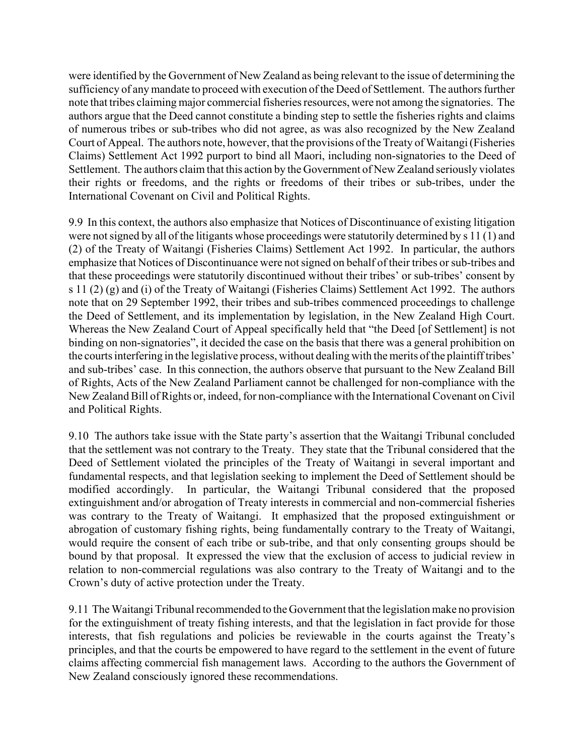were identified by the Government of New Zealand as being relevant to the issue of determining the sufficiency of any mandate to proceed with execution of the Deed of Settlement. The authors further note that tribes claiming major commercial fisheries resources, were not among the signatories. The authors argue that the Deed cannot constitute a binding step to settle the fisheries rights and claims of numerous tribes or sub-tribes who did not agree, as was also recognized by the New Zealand Court of Appeal. The authors note, however, that the provisions of the Treaty of Waitangi (Fisheries Claims) Settlement Act 1992 purport to bind all Maori, including non-signatories to the Deed of Settlement. The authors claim that this action by the Government of New Zealand seriously violates their rights or freedoms, and the rights or freedoms of their tribes or sub-tribes, under the International Covenant on Civil and Political Rights.

9.9 In this context, the authors also emphasize that Notices of Discontinuance of existing litigation were not signed by all of the litigants whose proceedings were statutorily determined by s 11 (1) and (2) of the Treaty of Waitangi (Fisheries Claims) Settlement Act 1992. In particular, the authors emphasize that Notices of Discontinuance were not signed on behalf of their tribes or sub-tribes and that these proceedings were statutorily discontinued without their tribes' or sub-tribes' consent by s 11 (2) (g) and (i) of the Treaty of Waitangi (Fisheries Claims) Settlement Act 1992. The authors note that on 29 September 1992, their tribes and sub-tribes commenced proceedings to challenge the Deed of Settlement, and its implementation by legislation, in the New Zealand High Court. Whereas the New Zealand Court of Appeal specifically held that "the Deed [of Settlement] is not binding on non-signatories", it decided the case on the basis that there was a general prohibition on the courts interfering in the legislative process, without dealing with the merits of the plaintiff tribes' and sub-tribes' case. In this connection, the authors observe that pursuant to the New Zealand Bill of Rights, Acts of the New Zealand Parliament cannot be challenged for non-compliance with the New Zealand Bill of Rights or, indeed, for non-compliance with the International Covenant on Civil and Political Rights.

9.10 The authors take issue with the State party's assertion that the Waitangi Tribunal concluded that the settlement was not contrary to the Treaty. They state that the Tribunal considered that the Deed of Settlement violated the principles of the Treaty of Waitangi in several important and fundamental respects, and that legislation seeking to implement the Deed of Settlement should be modified accordingly. In particular, the Waitangi Tribunal considered that the proposed extinguishment and/or abrogation of Treaty interests in commercial and non-commercial fisheries was contrary to the Treaty of Waitangi. It emphasized that the proposed extinguishment or abrogation of customary fishing rights, being fundamentally contrary to the Treaty of Waitangi, would require the consent of each tribe or sub-tribe, and that only consenting groups should be bound by that proposal. It expressed the view that the exclusion of access to judicial review in relation to non-commercial regulations was also contrary to the Treaty of Waitangi and to the Crown's duty of active protection under the Treaty.

9.11 The Waitangi Tribunal recommended to the Government that the legislation make no provision for the extinguishment of treaty fishing interests, and that the legislation in fact provide for those interests, that fish regulations and policies be reviewable in the courts against the Treaty's principles, and that the courts be empowered to have regard to the settlement in the event of future claims affecting commercial fish management laws. According to the authors the Government of New Zealand consciously ignored these recommendations.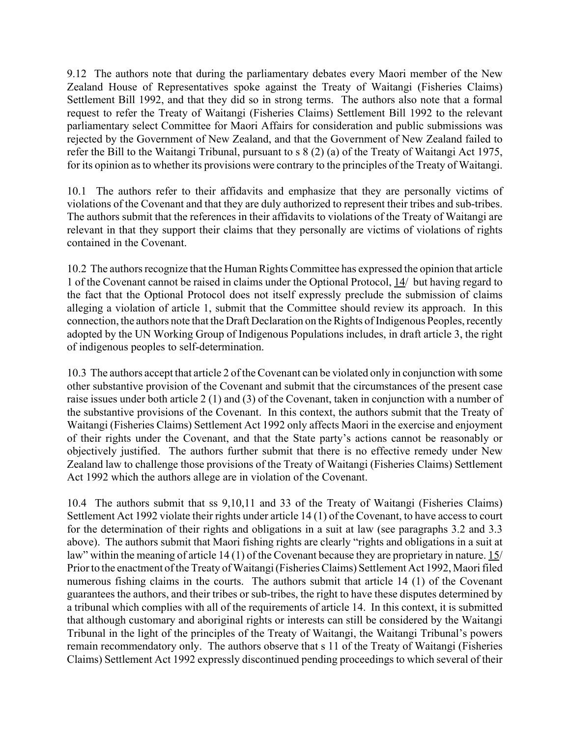9.12 The authors note that during the parliamentary debates every Maori member of the New Zealand House of Representatives spoke against the Treaty of Waitangi (Fisheries Claims) Settlement Bill 1992, and that they did so in strong terms. The authors also note that a formal request to refer the Treaty of Waitangi (Fisheries Claims) Settlement Bill 1992 to the relevant parliamentary select Committee for Maori Affairs for consideration and public submissions was rejected by the Government of New Zealand, and that the Government of New Zealand failed to refer the Bill to the Waitangi Tribunal, pursuant to s 8 (2) (a) of the Treaty of Waitangi Act 1975, for its opinion as to whether its provisions were contrary to the principles of the Treaty of Waitangi.

10.1 The authors refer to their affidavits and emphasize that they are personally victims of violations of the Covenant and that they are duly authorized to represent their tribes and sub-tribes. The authors submit that the references in their affidavits to violations of the Treaty of Waitangi are relevant in that they support their claims that they personally are victims of violations of rights contained in the Covenant.

10.2 The authors recognize that the Human Rights Committee has expressed the opinion that article 1 of the Covenant cannot be raised in claims under the Optional Protocol, 14/ but having regard to the fact that the Optional Protocol does not itself expressly preclude the submission of claims alleging a violation of article 1, submit that the Committee should review its approach. In this connection, the authors note that the Draft Declaration on the Rights of Indigenous Peoples, recently adopted by the UN Working Group of Indigenous Populations includes, in draft article 3, the right of indigenous peoples to self-determination.

10.3 The authors accept that article 2 of the Covenant can be violated only in conjunction with some other substantive provision of the Covenant and submit that the circumstances of the present case raise issues under both article 2 (1) and (3) of the Covenant, taken in conjunction with a number of the substantive provisions of the Covenant. In this context, the authors submit that the Treaty of Waitangi (Fisheries Claims) Settlement Act 1992 only affects Maori in the exercise and enjoyment of their rights under the Covenant, and that the State party's actions cannot be reasonably or objectively justified. The authors further submit that there is no effective remedy under New Zealand law to challenge those provisions of the Treaty of Waitangi (Fisheries Claims) Settlement Act 1992 which the authors allege are in violation of the Covenant.

10.4 The authors submit that ss 9,10,11 and 33 of the Treaty of Waitangi (Fisheries Claims) Settlement Act 1992 violate their rights under article 14 (1) of the Covenant, to have access to court for the determination of their rights and obligations in a suit at law (see paragraphs 3.2 and 3.3 above). The authors submit that Maori fishing rights are clearly "rights and obligations in a suit at law" within the meaning of article 14 (1) of the Covenant because they are proprietary in nature. 15/ Prior to the enactment of the Treaty of Waitangi (Fisheries Claims) Settlement Act 1992, Maori filed numerous fishing claims in the courts. The authors submit that article 14 (1) of the Covenant guarantees the authors, and their tribes or sub-tribes, the right to have these disputes determined by a tribunal which complies with all of the requirements of article 14. In this context, it is submitted that although customary and aboriginal rights or interests can still be considered by the Waitangi Tribunal in the light of the principles of the Treaty of Waitangi, the Waitangi Tribunal's powers remain recommendatory only. The authors observe that s 11 of the Treaty of Waitangi (Fisheries Claims) Settlement Act 1992 expressly discontinued pending proceedings to which several of their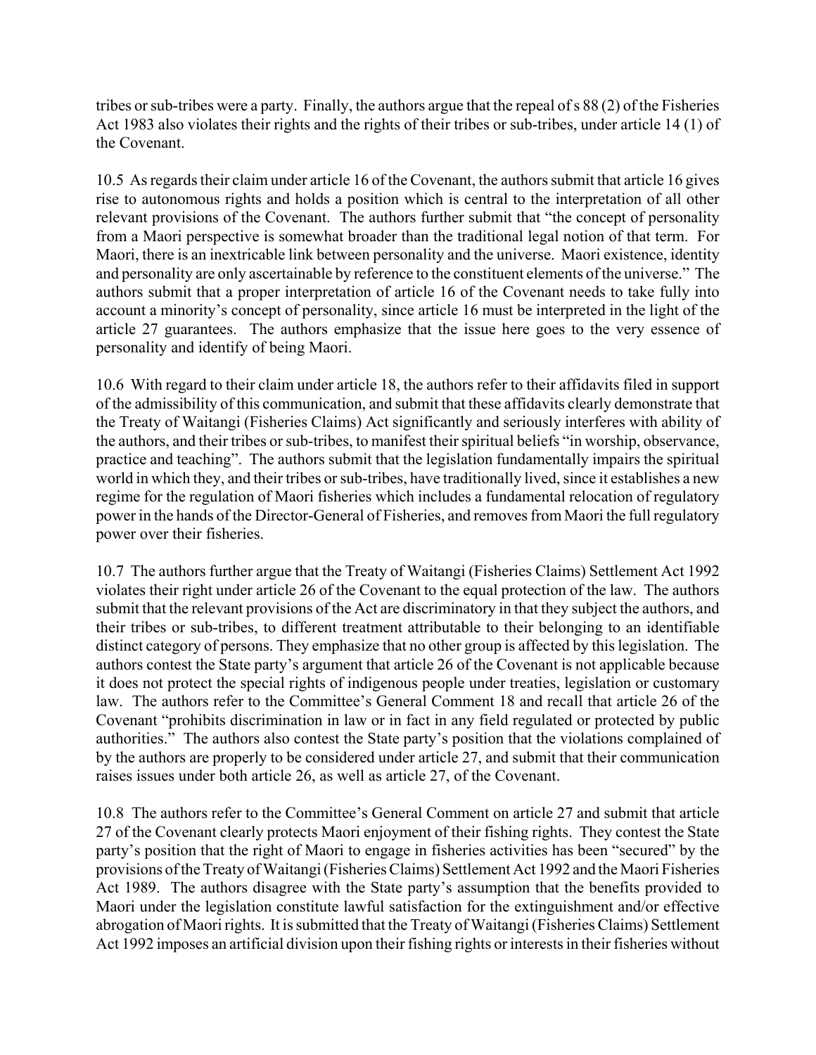tribes or sub-tribes were a party. Finally, the authors argue that the repeal of s 88 (2) of the Fisheries Act 1983 also violates their rights and the rights of their tribes or sub-tribes, under article 14 (1) of the Covenant.

10.5 As regards their claim under article 16 of the Covenant, the authors submit that article 16 gives rise to autonomous rights and holds a position which is central to the interpretation of all other relevant provisions of the Covenant. The authors further submit that "the concept of personality from a Maori perspective is somewhat broader than the traditional legal notion of that term. For Maori, there is an inextricable link between personality and the universe. Maori existence, identity and personality are only ascertainable by reference to the constituent elements of the universe." The authors submit that a proper interpretation of article 16 of the Covenant needs to take fully into account a minority's concept of personality, since article 16 must be interpreted in the light of the article 27 guarantees. The authors emphasize that the issue here goes to the very essence of personality and identify of being Maori.

10.6 With regard to their claim under article 18, the authors refer to their affidavits filed in support of the admissibility of this communication, and submit that these affidavits clearly demonstrate that the Treaty of Waitangi (Fisheries Claims) Act significantly and seriously interferes with ability of the authors, and their tribes or sub-tribes, to manifest their spiritual beliefs "in worship, observance, practice and teaching". The authors submit that the legislation fundamentally impairs the spiritual world in which they, and their tribes or sub-tribes, have traditionally lived, since it establishes a new regime for the regulation of Maori fisheries which includes a fundamental relocation of regulatory power in the hands of the Director-General of Fisheries, and removes from Maori the full regulatory power over their fisheries.

10.7 The authors further argue that the Treaty of Waitangi (Fisheries Claims) Settlement Act 1992 violates their right under article 26 of the Covenant to the equal protection of the law. The authors submit that the relevant provisions of the Act are discriminatory in that they subject the authors, and their tribes or sub-tribes, to different treatment attributable to their belonging to an identifiable distinct category of persons. They emphasize that no other group is affected by this legislation. The authors contest the State party's argument that article 26 of the Covenant is not applicable because it does not protect the special rights of indigenous people under treaties, legislation or customary law. The authors refer to the Committee's General Comment 18 and recall that article 26 of the Covenant "prohibits discrimination in law or in fact in any field regulated or protected by public authorities." The authors also contest the State party's position that the violations complained of by the authors are properly to be considered under article 27, and submit that their communication raises issues under both article 26, as well as article 27, of the Covenant.

10.8 The authors refer to the Committee's General Comment on article 27 and submit that article 27 of the Covenant clearly protects Maori enjoyment of their fishing rights. They contest the State party's position that the right of Maori to engage in fisheries activities has been "secured" by the provisions of the Treaty of Waitangi (Fisheries Claims) Settlement Act 1992 and the Maori Fisheries Act 1989. The authors disagree with the State party's assumption that the benefits provided to Maori under the legislation constitute lawful satisfaction for the extinguishment and/or effective abrogation of Maori rights. It is submitted that the Treaty of Waitangi (Fisheries Claims) Settlement Act 1992 imposes an artificial division upon their fishing rights or interests in their fisheries without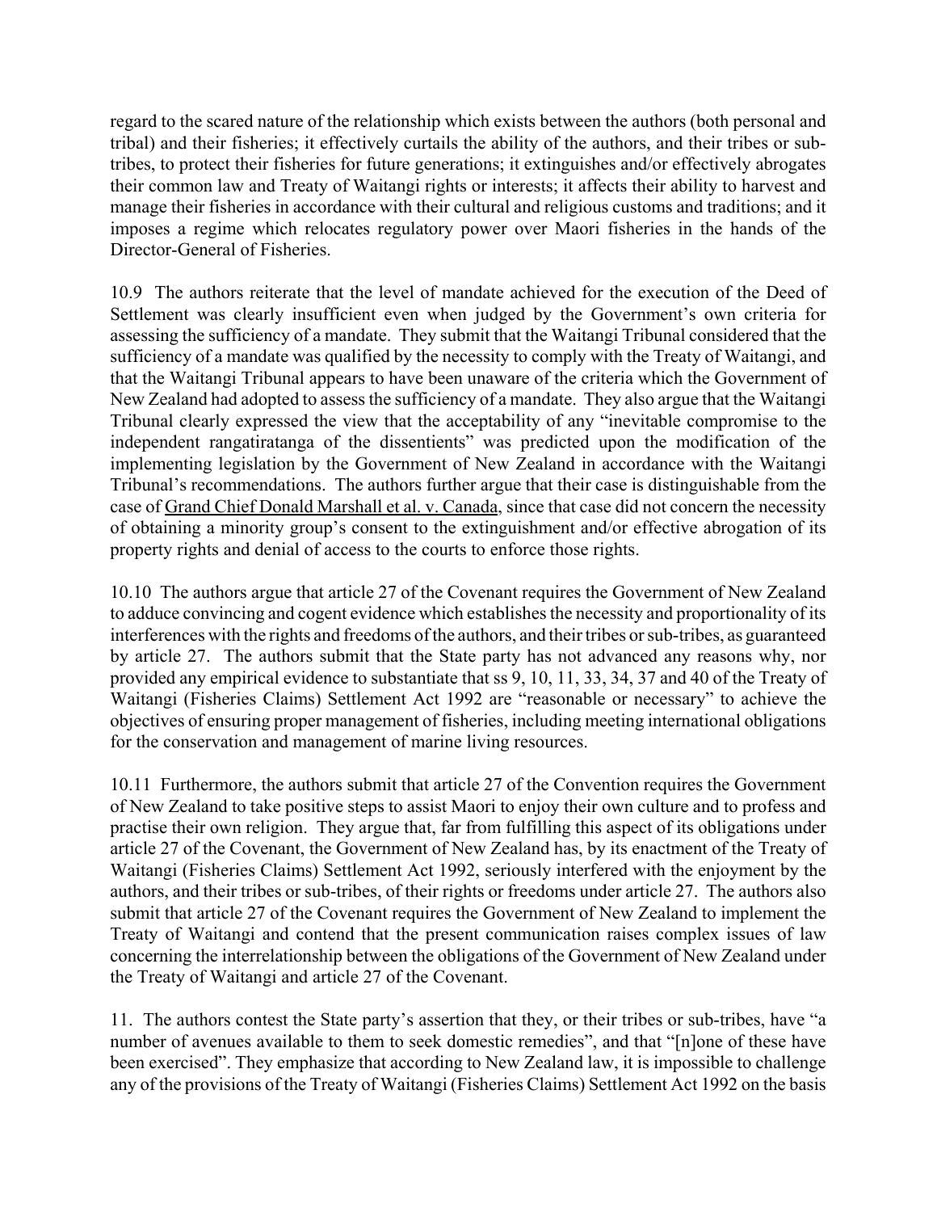regard to the scared nature of the relationship which exists between the authors (both personal and tribal) and their fisheries; it effectively curtails the ability of the authors, and their tribes or sub-tribes, to protect their fisheries for future generations; it extinguishes and/or effectively abrogates their common law and Treaty of Waitangi rights or interests; it affects their ability to harvest and manage their fisheries in accordance with their cultural and religious customs and traditions; and it imposes a regime which relocates regulatory power over Maori fisheries in the hands of the Director-General of Fisheries.

10.9 The authors reiterate that the level of mandate achieved for the execution of the Deed of Settlement was clearly insufficient even when judged by the Government's own criteria for assessing the sufficiency of a mandate. They submit that the Waitangi Tribunal considered that the sufficiency of a mandate was qualified by the necessity to comply with the Treaty of Waitangi, and that the Waitangi Tribunal appears to have been unaware of the criteria which the Government of New Zealand had adopted to assess the sufficiency of a mandate. They also argue that the Waitangi Tribunal clearly expressed the view that the acceptability of any "inevitable compromise to the independent rangatiratanga of the dissentients" was predicted upon the modification of the implementing legislation by the Government of New Zealand in accordance with the Waitangi Tribunal's recommendations. The authors further argue that their case is distinguishable from the case of Grand Chief Donald Marshall et al. v. Canada, since that case did not concern the necessity of obtaining a minority group's consent to the extinguishment and/or effective abrogation of its property rights and denial of access to the courts to enforce those rights.

10.10 The authors argue that article 27 of the Covenant requires the Government of New Zealand to adduce convincing and cogent evidence which establishes the necessity and proportionality of its interferences with the rights and freedoms of the authors, and their tribes or sub-tribes, as guaranteed by article 27. The authors submit that the State party has not advanced any reasons why, nor provided any empirical evidence to substantiate that ss 9, 10, 11, 33, 34, 37 and 40 of the Treaty of Waitangi (Fisheries Claims) Settlement Act 1992 are "reasonable or necessary" to achieve the objectives of ensuring proper management of fisheries, including meeting international obligations for the conservation and management of marine living resources.

10.11 Furthermore, the authors submit that article 27 of the Convention requires the Government of New Zealand to take positive steps to assist Maori to enjoy their own culture and to profess and practise their own religion. They argue that, far from fulfilling this aspect of its obligations under article 27 of the Covenant, the Government of New Zealand has, by its enactment of the Treaty of Waitangi (Fisheries Claims) Settlement Act 1992, seriously interfered with the enjoyment by the authors, and their tribes or sub-tribes, of their rights or freedoms under article 27. The authors also submit that article 27 of the Covenant requires the Government of New Zealand to implement the Treaty of Waitangi and contend that the present communication raises complex issues of law concerning the interrelationship between the obligations of the Government of New Zealand under the Treaty of Waitangi and article 27 of the Covenant.

11. The authors contest the State party's assertion that they, or their tribes or sub-tribes, have "a number of avenues available to them to seek domestic remedies", and that "[n]one of these have been exercised". They emphasize that according to New Zealand law, it is impossible to challenge any of the provisions of the Treaty of Waitangi (Fisheries Claims) Settlement Act 1992 on the basis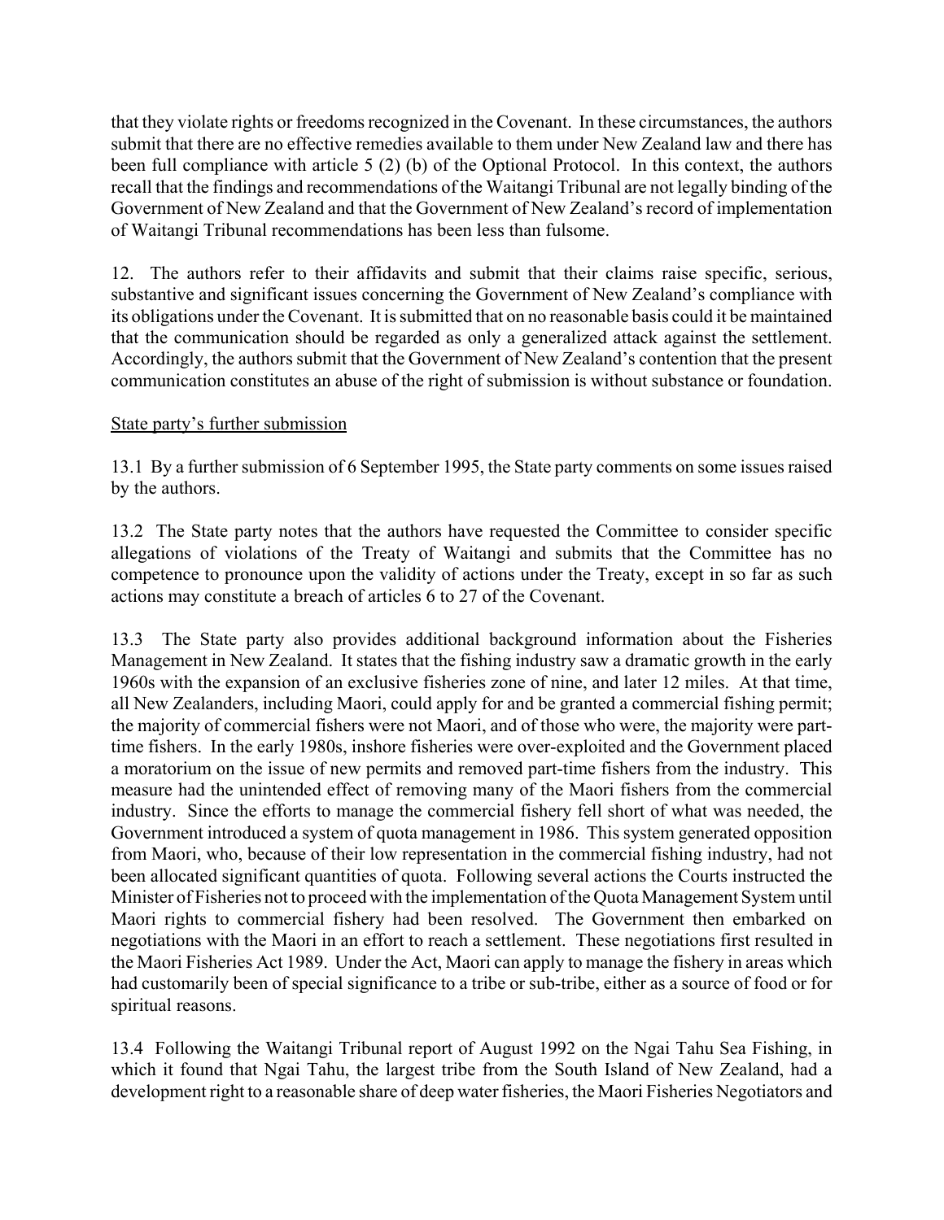that they violate rights or freedoms recognized in the Covenant. In these circumstances, the authors submit that there are no effective remedies available to them under New Zealand law and there has been full compliance with article 5 (2) (b) of the Optional Protocol. In this context, the authors recall that the findings and recommendations of the Waitangi Tribunal are not legally binding of the Government of New Zealand and that the Government of New Zealand's record of implementation of Waitangi Tribunal recommendations has been less than fulsome.

12. The authors refer to their affidavits and submit that their claims raise specific, serious, substantive and significant issues concerning the Government of New Zealand's compliance with its obligations under the Covenant. It is submitted that on no reasonable basis could it be maintained that the communication should be regarded as only a generalized attack against the settlement. Accordingly, the authors submit that the Government of New Zealand's contention that the present communication constitutes an abuse of the right of submission is without substance or foundation.

State party's further submission

13.1 By a further submission of 6 September 1995, the State party comments on some issues raised by the authors.

13.2 The State party notes that the authors have requested the Committee to consider specific allegations of violations of the Treaty of Waitangi and submits that the Committee has no competence to pronounce upon the validity of actions under the Treaty, except in so far as such actions may constitute a breach of articles 6 to 27 of the Covenant.

13.3 The State party also provides additional background information about the Fisheries Management in New Zealand. It states that the fishing industry saw a dramatic growth in the early 1960s with the expansion of an exclusive fisheries zone of nine, and later 12 miles. At that time, all New Zealanders, including Maori, could apply for and be granted a commercial fishing permit; the majority of commercial fishers were not Maori, and of those who were, the majority were part-time fishers. In the early 1980s, inshore fisheries were over-exploited and the Government placed a moratorium on the issue of new permits and removed part-time fishers from the industry. This measure had the unintended effect of removing many of the Maori fishers from the commercial industry. Since the efforts to manage the commercial fishery fell short of what was needed, the Government introduced a system of quota management in 1986. This system generated opposition from Maori, who, because of their low representation in the commercial fishing industry, had not been allocated significant quantities of quota. Following several actions the Courts instructed the Minister of Fisheries not to proceed with the implementation of the Quota Management System until Maori rights to commercial fishery had been resolved. The Government then embarked on negotiations with the Maori in an effort to reach a settlement. These negotiations first resulted in the Maori Fisheries Act 1989. Under the Act, Maori can apply to manage the fishery in areas which had customarily been of special significance to a tribe or sub-tribe, either as a source of food or for spiritual reasons.

13.4 Following the Waitangi Tribunal report of August 1992 on the Ngai Tahu Sea Fishing, in which it found that Ngai Tahu, the largest tribe from the South Island of New Zealand, had a development right to a reasonable share of deep water fisheries, the Maori Fisheries Negotiators and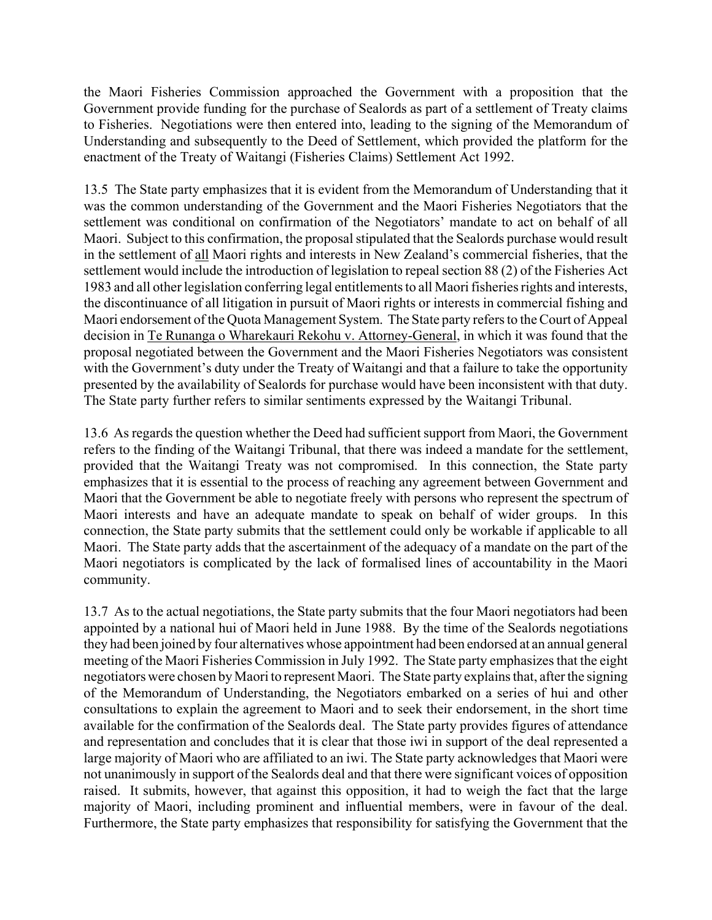the Maori Fisheries Commission approached the Government with a proposition that the Government provide funding for the purchase of Sealords as part of a settlement of Treaty claims to Fisheries. Negotiations were then entered into, leading to the signing of the Memorandum of Understanding and subsequently to the Deed of Settlement, which provided the platform for the enactment of the Treaty of Waitangi (Fisheries Claims) Settlement Act 1992.

13.5 The State party emphasizes that it is evident from the Memorandum of Understanding that it was the common understanding of the Government and the Maori Fisheries Negotiators that the settlement was conditional on confirmation of the Negotiators' mandate to act on behalf of all Maori. Subject to this confirmation, the proposal stipulated that the Sealords purchase would result in the settlement of <u>all</u> Maori rights and interests in New Zealand's commercial fisheries, that the settlement would include the introduction of legislation to repeal section 88 (2) of the Fisheries Act 1983 and all other legislation conferring legal entitlements to all Maori fisheries rights and interests, the discontinuance of all litigation in pursuit of Maori rights or interests in commercial fishing and Maori endorsement of the Quota Management System. The State party refers to the Court of Appeal decision in <u>Te Runanga o Wharekauri Rekohu v. Attorney-General</u>, in which it was found that the proposal negotiated between the Government and the Maori Fisheries Negotiators was consistent with the Government's duty under the Treaty of Waitangi and that a failure to take the opportunity presented by the availability of Sealords for purchase would have been inconsistent with that duty. The State party further refers to similar sentiments expressed by the Waitangi Tribunal.

13.6 As regards the question whether the Deed had sufficient support from Maori, the Government refers to the finding of the Waitangi Tribunal, that there was indeed a mandate for the settlement, provided that the Waitangi Treaty was not compromised. In this connection, the State party emphasizes that it is essential to the process of reaching any agreement between Government and Maori that the Government be able to negotiate freely with persons who represent the spectrum of Maori interests and have an adequate mandate to speak on behalf of wider groups. In this connection, the State party submits that the settlement could only be workable if applicable to all Maori. The State party adds that the ascertainment of the adequacy of a mandate on the part of the Maori negotiators is complicated by the lack of formalised lines of accountability in the Maori community.

13.7 As to the actual negotiations, the State party submits that the four Maori negotiators had been appointed by a national hui of Maori held in June 1988. By the time of the Sealords negotiations they had been joined by four alternatives whose appointment had been endorsed at an annual general meeting of the Maori Fisheries Commission in July 1992. The State party emphasizes that the eight negotiators were chosen by Maori to represent Maori. The State party explains that, after the signing of the Memorandum of Understanding, the Negotiators embarked on a series of hui and other consultations to explain the agreement to Maori and to seek their endorsement, in the short time available for the confirmation of the Sealords deal. The State party provides figures of attendance and representation and concludes that it is clear that those iwi in support of the deal represented a large majority of Maori who are affiliated to an iwi. The State party acknowledges that Maori were not unanimously in support of the Sealords deal and that there were significant voices of opposition raised. It submits, however, that against this opposition, it had to weigh the fact that the large majority of Maori, including prominent and influential members, were in favour of the deal. Furthermore, the State party emphasizes that responsibility for satisfying the Government that the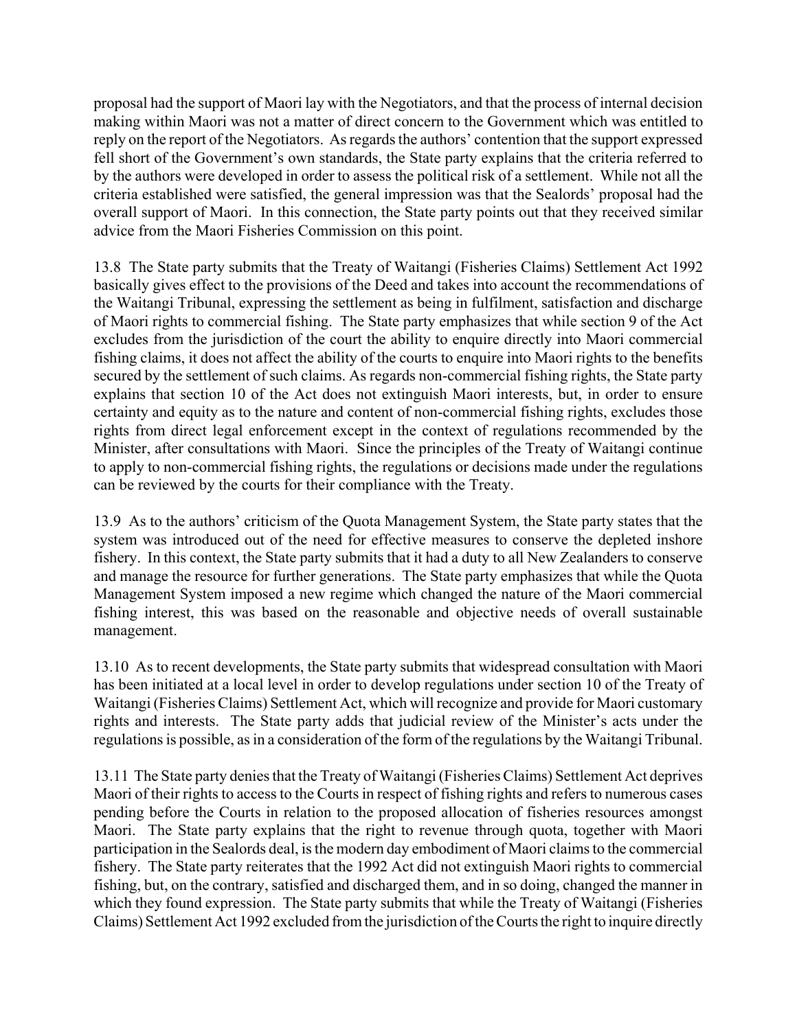proposal had the support of Maori lay with the Negotiators, and that the process of internal decision making within Maori was not a matter of direct concern to the Government which was entitled to reply on the report of the Negotiators. As regards the authors' contention that the support expressed fell short of the Government's own standards, the State party explains that the criteria referred to by the authors were developed in order to assess the political risk of a settlement. While not all the criteria established were satisfied, the general impression was that the Sealords' proposal had the overall support of Maori. In this connection, the State party points out that they received similar advice from the Maori Fisheries Commission on this point.

13.8 The State party submits that the Treaty of Waitangi (Fisheries Claims) Settlement Act 1992 basically gives effect to the provisions of the Deed and takes into account the recommendations of the Waitangi Tribunal, expressing the settlement as being in fulfilment, satisfaction and discharge of Maori rights to commercial fishing. The State party emphasizes that while section 9 of the Act excludes from the jurisdiction of the court the ability to enquire directly into Maori commercial fishing claims, it does not affect the ability of the courts to enquire into Maori rights to the benefits secured by the settlement of such claims. As regards non-commercial fishing rights, the State party explains that section 10 of the Act does not extinguish Maori interests, but, in order to ensure certainty and equity as to the nature and content of non-commercial fishing rights, excludes those rights from direct legal enforcement except in the context of regulations recommended by the Minister, after consultations with Maori. Since the principles of the Treaty of Waitangi continue to apply to non-commercial fishing rights, the regulations or decisions made under the regulations can be reviewed by the courts for their compliance with the Treaty.

13.9 As to the authors' criticism of the Quota Management System, the State party states that the system was introduced out of the need for effective measures to conserve the depleted inshore fishery. In this context, the State party submits that it had a duty to all New Zealanders to conserve and manage the resource for further generations. The State party emphasizes that while the Quota Management System imposed a new regime which changed the nature of the Maori commercial fishing interest, this was based on the reasonable and objective needs of overall sustainable management.

13.10 As to recent developments, the State party submits that widespread consultation with Maori has been initiated at a local level in order to develop regulations under section 10 of the Treaty of Waitangi (Fisheries Claims) Settlement Act, which will recognize and provide for Maori customary rights and interests. The State party adds that judicial review of the Minister's acts under the regulations is possible, as in a consideration of the form of the regulations by the Waitangi Tribunal.

13.11 The State party denies that the Treaty of Waitangi (Fisheries Claims) Settlement Act deprives Maori of their rights to access to the Courts in respect of fishing rights and refers to numerous cases pending before the Courts in relation to the proposed allocation of fisheries resources amongst Maori. The State party explains that the right to revenue through quota, together with Maori participation in the Sealords deal, is the modern day embodiment of Maori claims to the commercial fishery. The State party reiterates that the 1992 Act did not extinguish Maori rights to commercial fishing, but, on the contrary, satisfied and discharged them, and in so doing, changed the manner in which they found expression. The State party submits that while the Treaty of Waitangi (Fisheries Claims) Settlement Act 1992 excluded from the jurisdiction of the Courts the right to inquire directly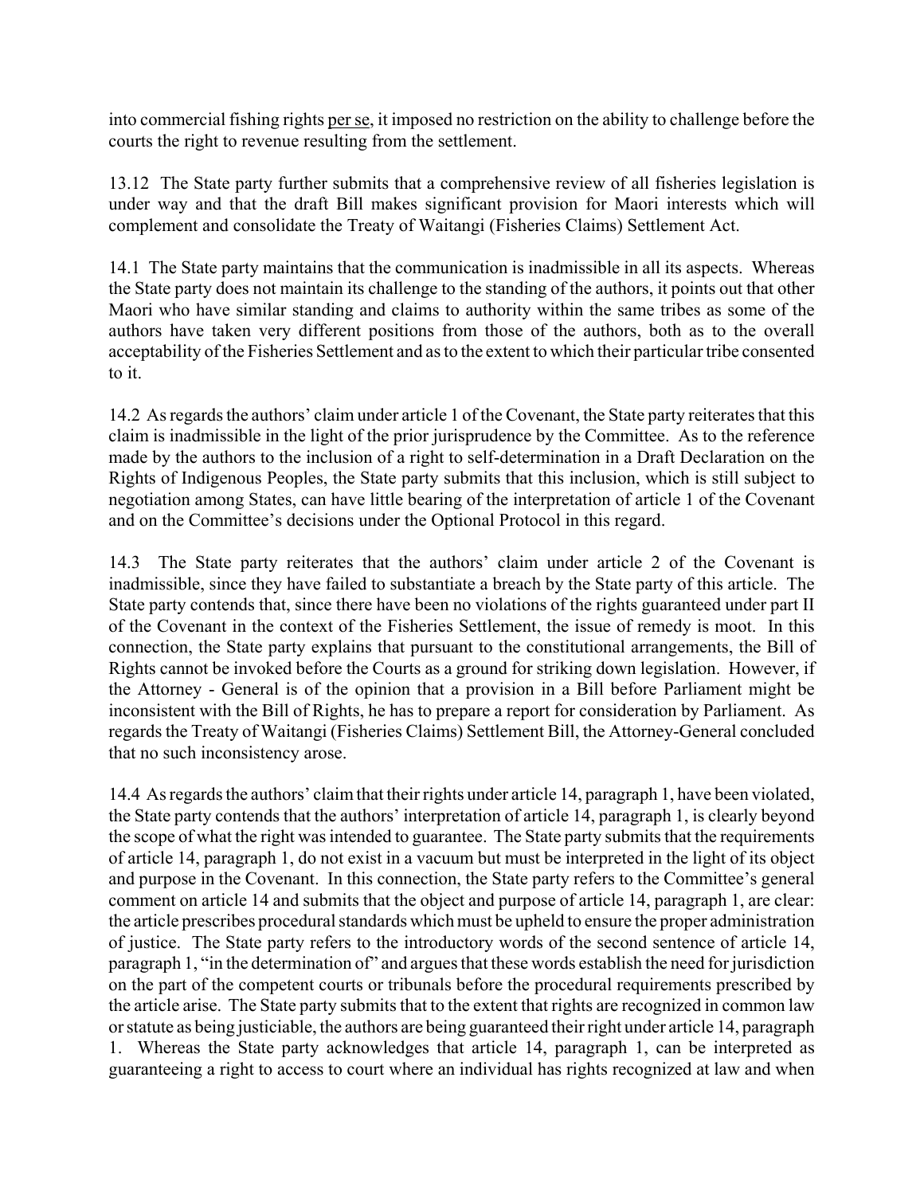into commercial fishing rights per se, it imposed no restriction on the ability to challenge before the courts the right to revenue resulting from the settlement.

13.12 The State party further submits that a comprehensive review of all fisheries legislation is under way and that the draft Bill makes significant provision for Maori interests which will complement and consolidate the Treaty of Waitangi (Fisheries Claims) Settlement Act.

14.1 The State party maintains that the communication is inadmissible in all its aspects. Whereas the State party does not maintain its challenge to the standing of the authors, it points out that other Maori who have similar standing and claims to authority within the same tribes as some of the authors have taken very different positions from those of the authors, both as to the overall acceptability of the Fisheries Settlement and as to the extent to which their particular tribe consented to it.

14.2 As regards the authors' claim under article 1 of the Covenant, the State party reiterates that this claim is inadmissible in the light of the prior jurisprudence by the Committee. As to the reference made by the authors to the inclusion of a right to self-determination in a Draft Declaration on the Rights of Indigenous Peoples, the State party submits that this inclusion, which is still subject to negotiation among States, can have little bearing of the interpretation of article 1 of the Covenant and on the Committee's decisions under the Optional Protocol in this regard.

14.3 The State party reiterates that the authors' claim under article 2 of the Covenant is inadmissible, since they have failed to substantiate a breach by the State party of this article. The State party contends that, since there have been no violations of the rights guaranteed under part II of the Covenant in the context of the Fisheries Settlement, the issue of remedy is moot. In this connection, the State party explains that pursuant to the constitutional arrangements, the Bill of Rights cannot be invoked before the Courts as a ground for striking down legislation. However, if the Attorney - General is of the opinion that a provision in a Bill before Parliament might be inconsistent with the Bill of Rights, he has to prepare a report for consideration by Parliament. As regards the Treaty of Waitangi (Fisheries Claims) Settlement Bill, the Attorney-General concluded that no such inconsistency arose.

14.4 As regards the authors' claim that their rights under article 14, paragraph 1, have been violated, the State party contends that the authors' interpretation of article 14, paragraph 1, is clearly beyond the scope of what the right was intended to guarantee. The State party submits that the requirements of article 14, paragraph 1, do not exist in a vacuum but must be interpreted in the light of its object and purpose in the Covenant. In this connection, the State party refers to the Committee's general comment on article 14 and submits that the object and purpose of article 14, paragraph 1, are clear: the article prescribes procedural standards which must be upheld to ensure the proper administration of justice. The State party refers to the introductory words of the second sentence of article 14, paragraph 1, "in the determination of" and argues that these words establish the need for jurisdiction on the part of the competent courts or tribunals before the procedural requirements prescribed by the article arise. The State party submits that to the extent that rights are recognized in common law or statute as being justiciable, the authors are being guaranteed their right under article 14, paragraph 1. Whereas the State party acknowledges that article 14, paragraph 1, can be interpreted as guaranteeing a right to access to court where an individual has rights recognized at law and when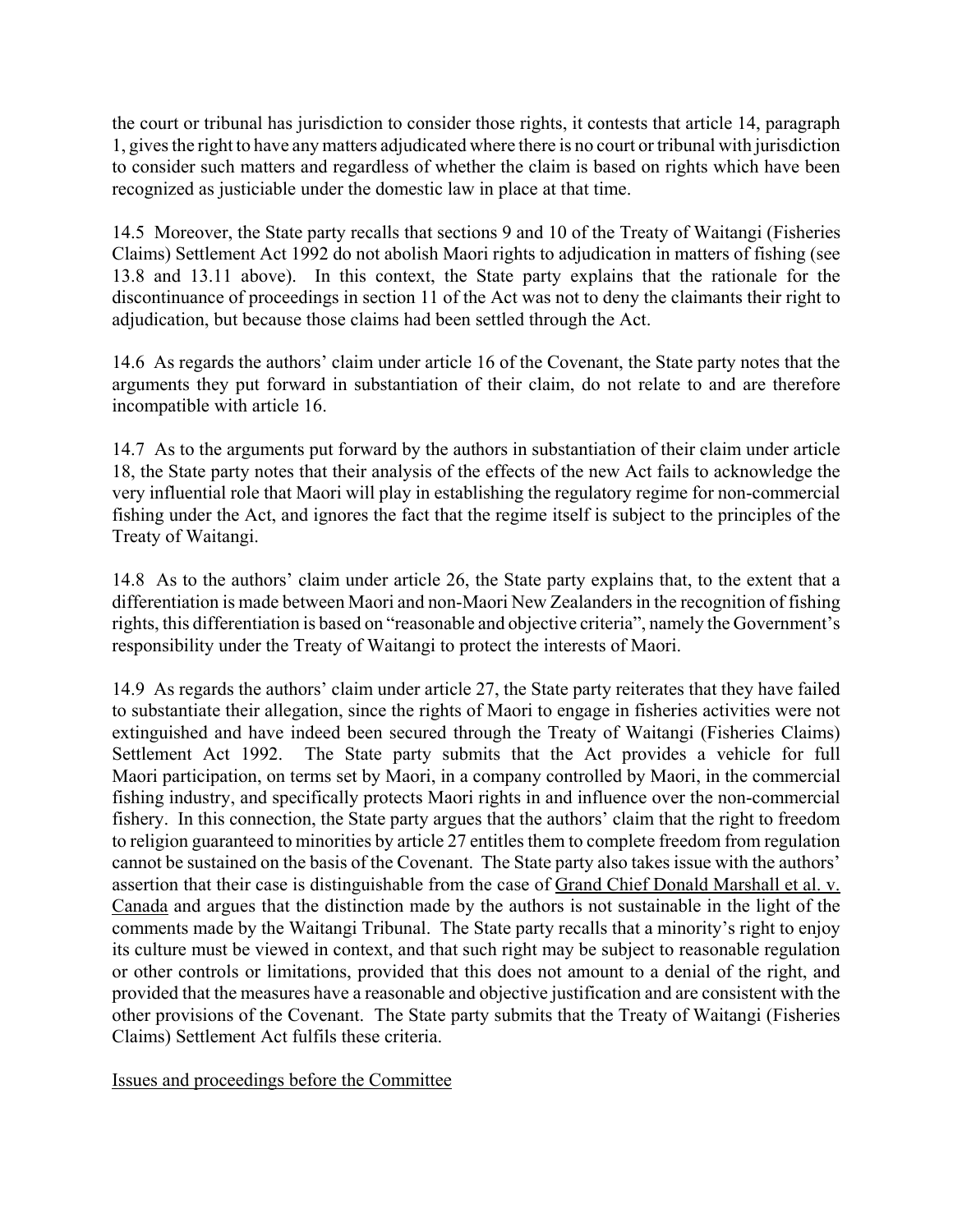the court or tribunal has jurisdiction to consider those rights, it contests that article 14, paragraph 1, gives the right to have any matters adjudicated where there is no court or tribunal with jurisdiction to consider such matters and regardless of whether the claim is based on rights which have been recognized as justiciable under the domestic law in place at that time.

14.5 Moreover, the State party recalls that sections 9 and 10 of the Treaty of Waitangi (Fisheries Claims) Settlement Act 1992 do not abolish Maori rights to adjudication in matters of fishing (see 13.8 and 13.11 above). In this context, the State party explains that the rationale for the discontinuance of proceedings in section 11 of the Act was not to deny the claimants their right to adjudication, but because those claims had been settled through the Act.

14.6 As regards the authors' claim under article 16 of the Covenant, the State party notes that the arguments they put forward in substantiation of their claim, do not relate to and are therefore incompatible with article 16.

14.7 As to the arguments put forward by the authors in substantiation of their claim under article 18, the State party notes that their analysis of the effects of the new Act fails to acknowledge the very influential role that Maori will play in establishing the regulatory regime for non-commercial fishing under the Act, and ignores the fact that the regime itself is subject to the principles of the Treaty of Waitangi.

14.8 As to the authors' claim under article 26, the State party explains that, to the extent that a differentiation is made between Maori and non-Maori New Zealanders in the recognition of fishing rights, this differentiation is based on "reasonable and objective criteria", namely the Government's responsibility under the Treaty of Waitangi to protect the interests of Maori.

14.9 As regards the authors' claim under article 27, the State party reiterates that they have failed to substantiate their allegation, since the rights of Maori to engage in fisheries activities were not extinguished and have indeed been secured through the Treaty of Waitangi (Fisheries Claims) Settlement Act 1992. The State party submits that the Act provides a vehicle for full Maori participation, on terms set by Maori, in a company controlled by Maori, in the commercial fishing industry, and specifically protects Maori rights in and influence over the non-commercial fishery. In this connection, the State party argues that the authors' claim that the right to freedom to religion guaranteed to minorities by article 27 entitles them to complete freedom from regulation cannot be sustained on the basis of the Covenant. The State party also takes issue with the authors' assertion that their case is distinguishable from the case of Grand Chief Donald Marshall et al. v. Canada and argues that the distinction made by the authors is not sustainable in the light of the comments made by the Waitangi Tribunal. The State party recalls that a minority's right to enjoy its culture must be viewed in context, and that such right may be subject to reasonable regulation or other controls or limitations, provided that this does not amount to a denial of the right, and provided that the measures have a reasonable and objective justification and are consistent with the other provisions of the Covenant. The State party submits that the Treaty of Waitangi (Fisheries Claims) Settlement Act fulfils these criteria.

Issues and proceedings before the Committee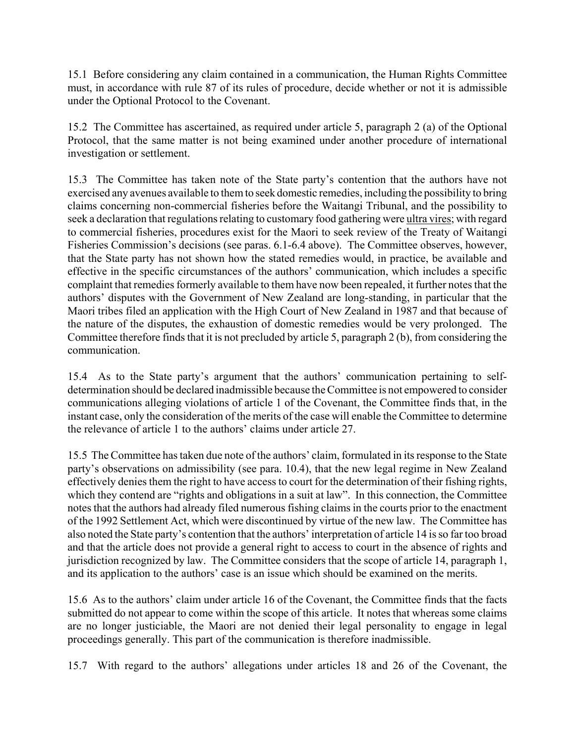15.1 Before considering any claim contained in a communication, the Human Rights Committee must, in accordance with rule 87 of its rules of procedure, decide whether or not it is admissible under the Optional Protocol to the Covenant.

15.2 The Committee has ascertained, as required under article 5, paragraph 2 (a) of the Optional Protocol, that the same matter is not being examined under another procedure of international investigation or settlement.

15.3 The Committee has taken note of the State party's contention that the authors have not exercised any avenues available to them to seek domestic remedies, including the possibility to bring claims concerning non-commercial fisheries before the Waitangi Tribunal, and the possibility to seek a declaration that regulations relating to customary food gathering were ultra vires; with regard to commercial fisheries, procedures exist for the Maori to seek review of the Treaty of Waitangi Fisheries Commission's decisions (see paras. 6.1-6.4 above). The Committee observes, however, that the State party has not shown how the stated remedies would, in practice, be available and effective in the specific circumstances of the authors' communication, which includes a specific complaint that remedies formerly available to them have now been repealed, it further notes that the authors' disputes with the Government of New Zealand are long-standing, in particular that the Maori tribes filed an application with the High Court of New Zealand in 1987 and that because of the nature of the disputes, the exhaustion of domestic remedies would be very prolonged. The Committee therefore finds that it is not precluded by article 5, paragraph 2 (b), from considering the communication.

15.4 As to the State party's argument that the authors' communication pertaining to self-determination should be declared inadmissible because the Committee is not empowered to consider communications alleging violations of article 1 of the Covenant, the Committee finds that, in the instant case, only the consideration of the merits of the case will enable the Committee to determine the relevance of article 1 to the authors' claims under article 27.

15.5 The Committee has taken due note of the authors' claim, formulated in its response to the State party's observations on admissibility (see para. 10.4), that the new legal regime in New Zealand effectively denies them the right to have access to court for the determination of their fishing rights, which they contend are "rights and obligations in a suit at law". In this connection, the Committee notes that the authors had already filed numerous fishing claims in the courts prior to the enactment of the 1992 Settlement Act, which were discontinued by virtue of the new law. The Committee has also noted the State party's contention that the authors' interpretation of article 14 is so far too broad and that the article does not provide a general right to access to court in the absence of rights and jurisdiction recognized by law. The Committee considers that the scope of article 14, paragraph 1, and its application to the authors' case is an issue which should be examined on the merits.

15.6 As to the authors' claim under article 16 of the Covenant, the Committee finds that the facts submitted do not appear to come within the scope of this article. It notes that whereas some claims are no longer justiciable, the Maori are not denied their legal personality to engage in legal proceedings generally. This part of the communication is therefore inadmissible.

15.7 With regard to the authors' allegations under articles 18 and 26 of the Covenant, the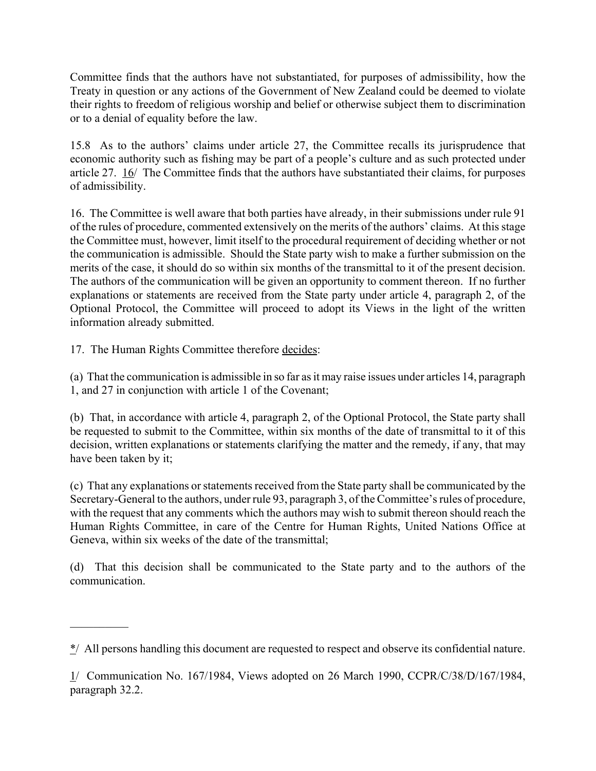Committee finds that the authors have not substantiated, for purposes of admissibility, how the Treaty in question or any actions of the Government of New Zealand could be deemed to violate their rights to freedom of religious worship and belief or otherwise subject them to discrimination or to a denial of equality before the law.

15.8 As to the authors' claims under article 27, the Committee recalls its jurisprudence that economic authority such as fishing may be part of a people's culture and as such protected under article 27. 16/ The Committee finds that the authors have substantiated their claims, for purposes of admissibility.

16. The Committee is well aware that both parties have already, in their submissions under rule 91 of the rules of procedure, commented extensively on the merits of the authors' claims. At this stage the Committee must, however, limit itself to the procedural requirement of deciding whether or not the communication is admissible. Should the State party wish to make a further submission on the merits of the case, it should do so within six months of the transmittal to it of the present decision. The authors of the communication will be given an opportunity to comment thereon. If no further explanations or statements are received from the State party under article 4, paragraph 2, of the Optional Protocol, the Committee will proceed to adopt its Views in the light of the written information already submitted.

17. The Human Rights Committee therefore decides:

(a) That the communication is admissible in so far as it may raise issues under articles 14, paragraph 1, and 27 in conjunction with article 1 of the Covenant;

(b) That, in accordance with article 4, paragraph 2, of the Optional Protocol, the State party shall be requested to submit to the Committee, within six months of the date of transmittal to it of this decision, written explanations or statements clarifying the matter and the remedy, if any, that may have been taken by it;

(c) That any explanations or statements received from the State party shall be communicated by the Secretary-General to the authors, under rule 93, paragraph 3, of the Committee's rules of procedure, with the request that any comments which the authors may wish to submit thereon should reach the Human Rights Committee, in care of the Centre for Human Rights, United Nations Office at Geneva, within six weeks of the date of the transmittal;

(d) That this decision shall be communicated to the State party and to the authors of the communication.

---

*/ All persons handling this document are requested to respect and observe its confidential nature.

1/ Communication No. 167/1984, Views adopted on 26 March 1990, CCPR/C/38/D/167/1984, paragraph 32.2.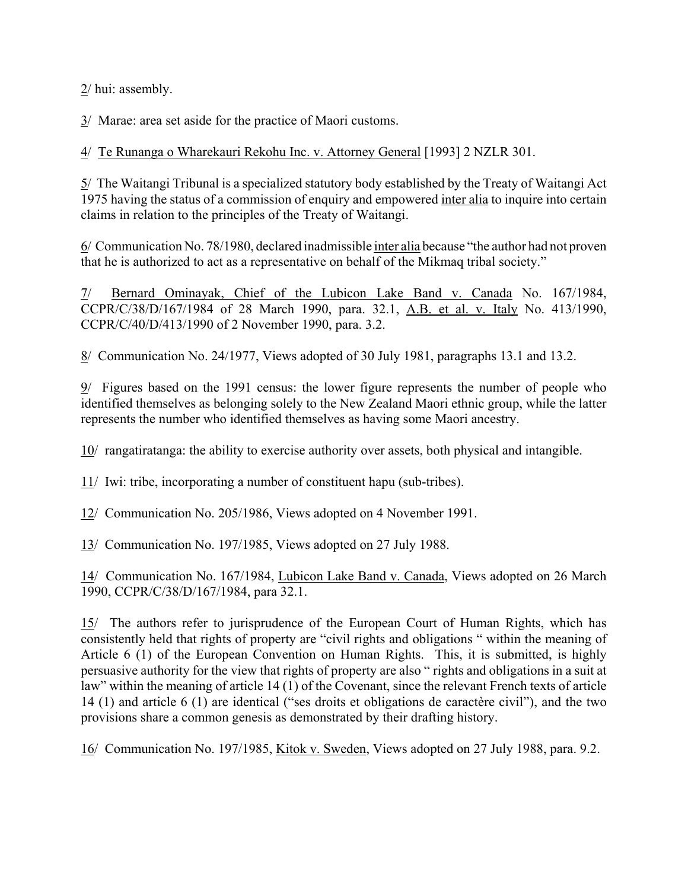2/ hui: assembly.

3/ Marae: area set aside for the practice of Maori customs.

4/ Te Runanga o Wharekauri Rekohu Inc. v. Attorney General [1993] 2 NZLR 301.

5/ The Waitangi Tribunal is a specialized statutory body established by the Treaty of Waitangi Act 1975 having the status of a commission of enquiry and empowered inter alia to inquire into certain claims in relation to the principles of the Treaty of Waitangi.

6/ Communication No. 78/1980, declared inadmissible inter alia because "the author had not proven that he is authorized to act as a representative on behalf of the Mikmaq tribal society."

7/ Bernard Ominayak, Chief of the Lubicon Lake Band v. Canada No. 167/1984, CCPR/C/38/D/167/1984 of 28 March 1990, para. 32.1, A.B. et al. v. Italy No. 413/1990, CCPR/C/40/D/413/1990 of 2 November 1990, para. 3.2.

8/ Communication No. 24/1977, Views adopted of 30 July 1981, paragraphs 13.1 and 13.2.

9/ Figures based on the 1991 census: the lower figure represents the number of people who identified themselves as belonging solely to the New Zealand Maori ethnic group, while the latter represents the number who identified themselves as having some Maori ancestry.

10/ rangatiratanga: the ability to exercise authority over assets, both physical and intangible.

11/ Iwi: tribe, incorporating a number of constituent hapu (sub-tribes).

12/ Communication No. 205/1986, Views adopted on 4 November 1991.

13/ Communication No. 197/1985, Views adopted on 27 July 1988.

14/ Communication No. 167/1984, Lubicon Lake Band v. Canada, Views adopted on 26 March 1990, CCPR/C/38/D/167/1984, para 32.1.

15/ The authors refer to jurisprudence of the European Court of Human Rights, which has consistently held that rights of property are "civil rights and obligations " within the meaning of Article 6 (1) of the European Convention on Human Rights. This, it is submitted, is highly persuasive authority for the view that rights of property are also " rights and obligations in a suit at law" within the meaning of article 14 (1) of the Covenant, since the relevant French texts of article 14 (1) and article 6 (1) are identical ("ses droits et obligations de caractère civil"), and the two provisions share a common genesis as demonstrated by their drafting history.

16/ Communication No. 197/1985, Kitok v. Sweden, Views adopted on 27 July 1988, para. 9.2.